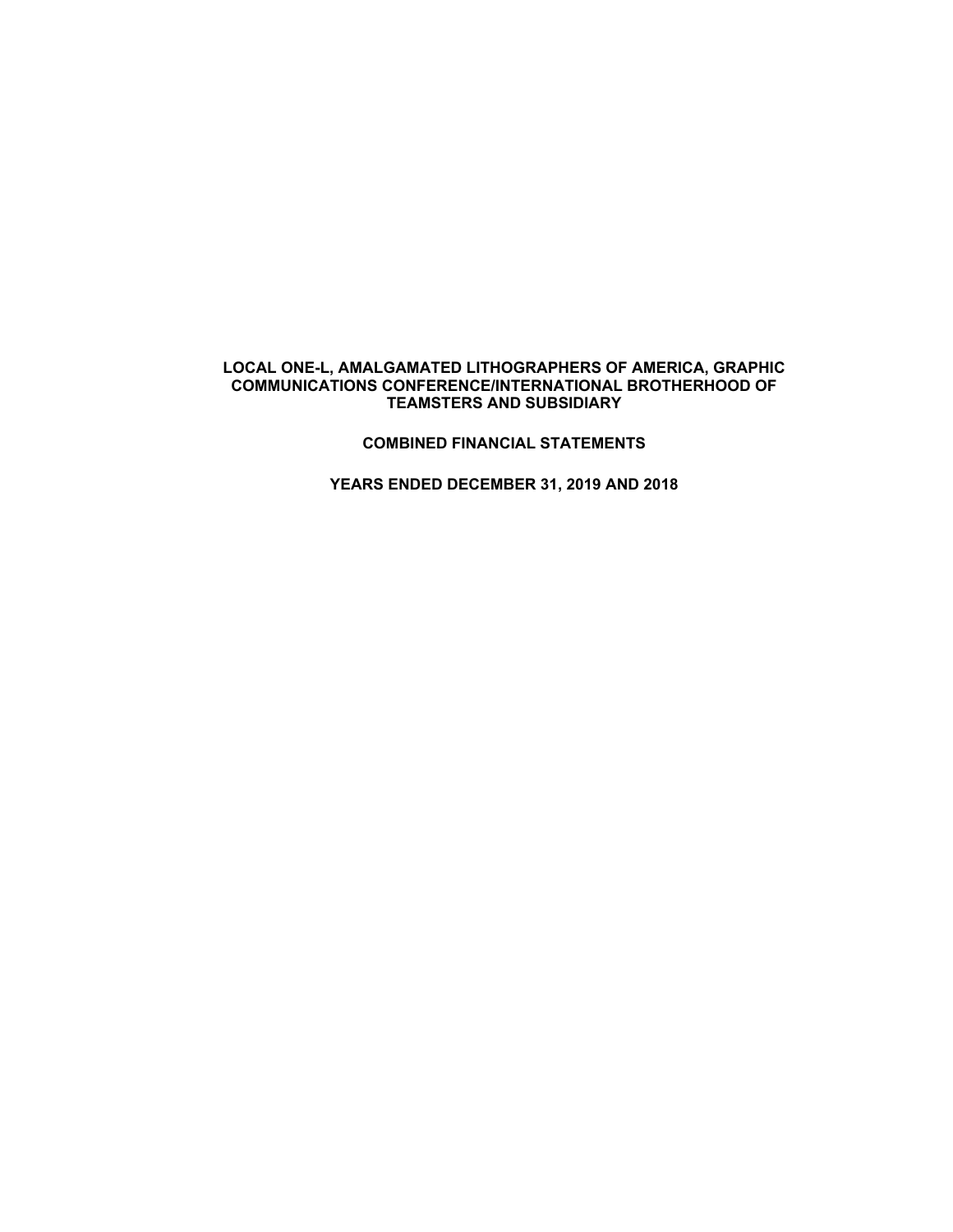# LOCAL ONE-L, AMALGAMATED LITHOGRAPHERS OF AMERICA, GRAPHIC COMMUNICATIONS CONFERENCE/INTERNATIONAL BROTHERHOOD OF TEAMSTERS AND SUBSIDIARY

## COMBINED FINANCIAL STATEMENTS

## YEARS ENDED DECEMBER 31, 2019 AND 2018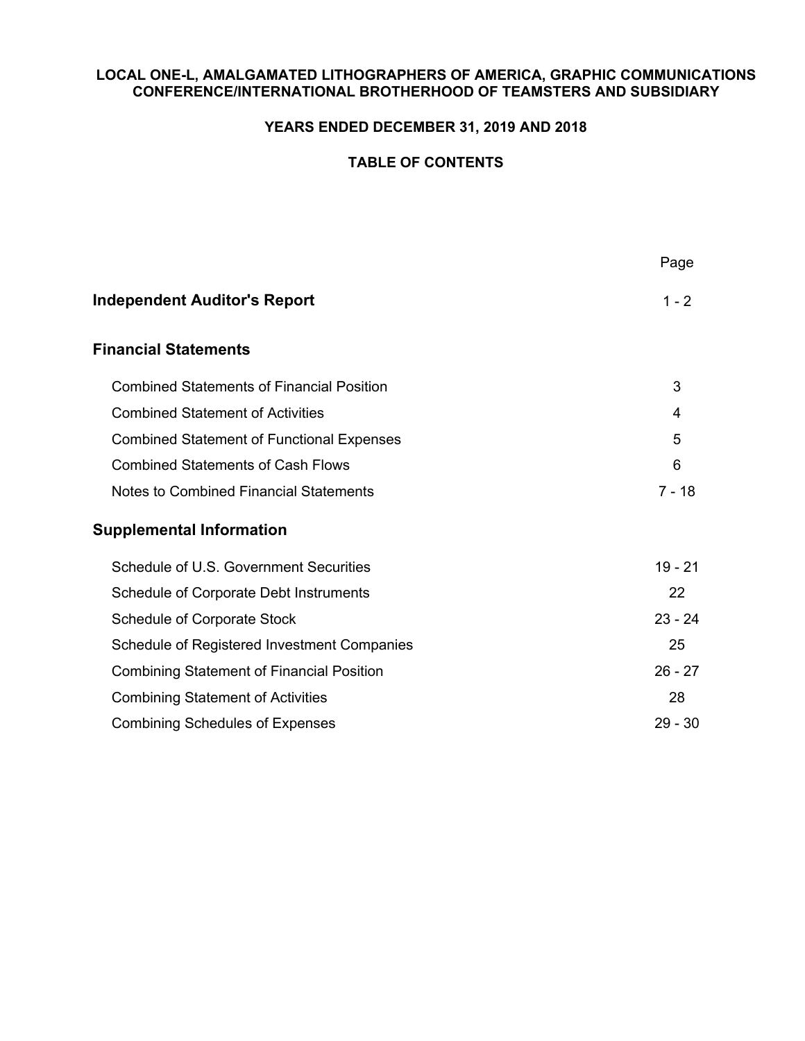**LOCAL ONE-L, AMALGAMATED LITHOGRAPHERS OF AMERICA, GRAPHIC COMMUNICATIONS CONFERENCE/INTERNATIONAL BROTHERHOOD OF TEAMSTERS AND SUBSIDIARY**

**YEARS ENDED DECEMBER 31, 2019 AND 2018**

**TABLE OF CONTENTS**

| | Page |
|---|---|
| **Independent Auditor's Report** | 1 - 2 |
| **Financial Statements** | |
| Combined Statements of Financial Position | 3 |
| Combined Statement of Activities | 4 |
| Combined Statement of Functional Expenses | 5 |
| Combined Statements of Cash Flows | 6 |
| Notes to Combined Financial Statements | 7 - 18 |
| **Supplemental Information** | |
| Schedule of U.S. Government Securities | 19 - 21 |
| Schedule of Corporate Debt Instruments | 22 |
| Schedule of Corporate Stock | 23 - 24 |
| Schedule of Registered Investment Companies | 25 |
| Combining Statement of Financial Position | 26 - 27 |
| Combining Statement of Activities | 28 |
| Combining Schedules of Expenses | 29 - 30 |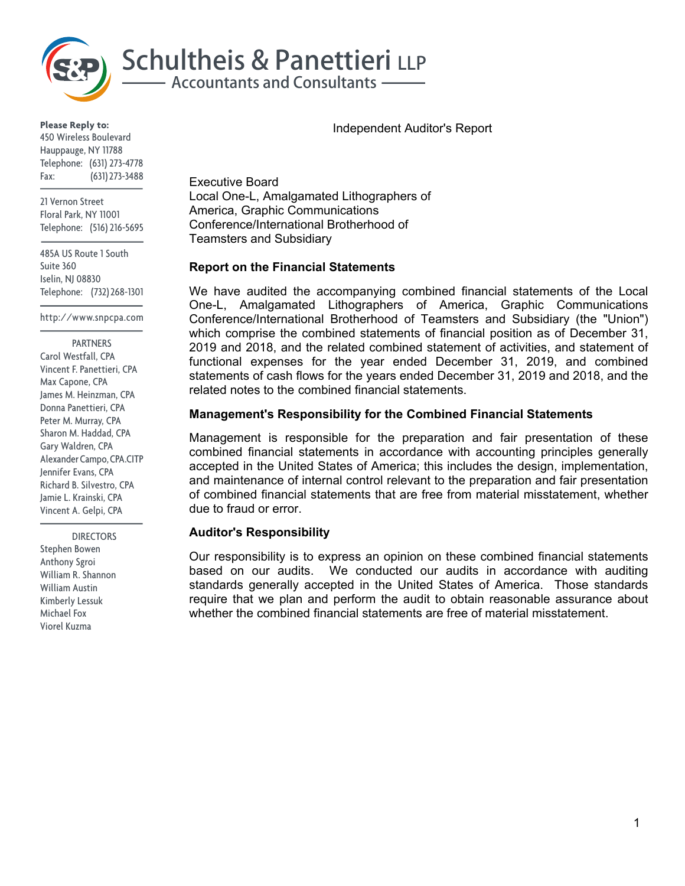# Schultheis & Panettieri LLP

Accountants and Consultants

**Please Reply to:**
450 Wireless Boulevard
Hauppauge, NY 11788
Telephone: (631) 273-4778
Fax: (631) 273-3488

21 Vernon Street
Floral Park, NY 11001
Telephone: (516) 216-5695

485A US Route 1 South
Suite 360
Iselin, NJ 08830
Telephone: (732) 268-1301

http://www.snpcpa.com

PARTNERS
Carol Westfall, CPA
Vincent F. Panettieri, CPA
Max Capone, CPA
James M. Heinzman, CPA
Donna Panettieri, CPA
Peter M. Murray, CPA
Sharon M. Haddad, CPA
Gary Waldren, CPA
Alexander Campo, CPA.CITP
Jennifer Evans, CPA
Richard B. Silvestro, CPA
Jamie L. Krainski, CPA
Vincent A. Gelpi, CPA

DIRECTORS
Stephen Bowen
Anthony Sgroi
William R. Shannon
William Austin
Kimberly Lessuk
Michael Fox
Viorel Kuzma

## Independent Auditor's Report

Executive Board
Local One-L, Amalgamated Lithographers of America, Graphic Communications Conference/International Brotherhood of Teamsters and Subsidiary

### Report on the Financial Statements

We have audited the accompanying combined financial statements of the Local One-L, Amalgamated Lithographers of America, Graphic Communications Conference/International Brotherhood of Teamsters and Subsidiary (the "Union") which comprise the combined statements of financial position as of December 31, 2019 and 2018, and the related combined statement of activities, and statement of functional expenses for the year ended December 31, 2019, and combined statements of cash flows for the years ended December 31, 2019 and 2018, and the related notes to the combined financial statements.

### Management's Responsibility for the Combined Financial Statements

Management is responsible for the preparation and fair presentation of these combined financial statements in accordance with accounting principles generally accepted in the United States of America; this includes the design, implementation, and maintenance of internal control relevant to the preparation and fair presentation of combined financial statements that are free from material misstatement, whether due to fraud or error.

### Auditor's Responsibility

Our responsibility is to express an opinion on these combined financial statements based on our audits. We conducted our audits in accordance with auditing standards generally accepted in the United States of America. Those standards require that we plan and perform the audit to obtain reasonable assurance about whether the combined financial statements are free of material misstatement.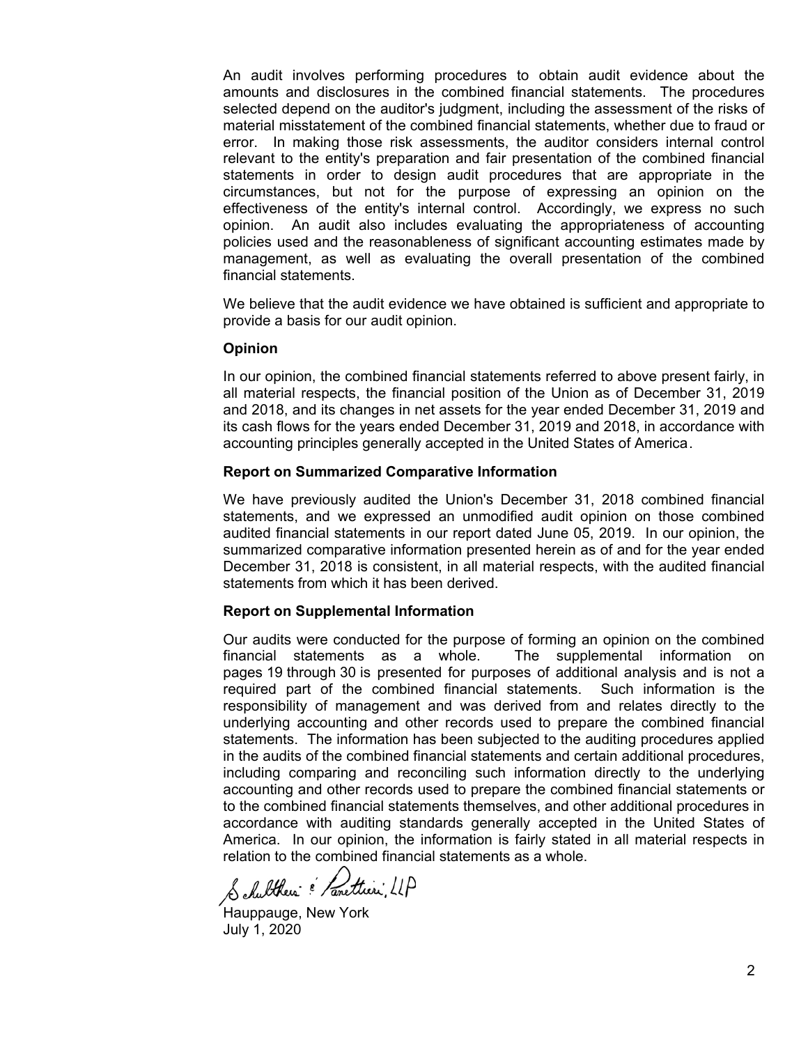An audit involves performing procedures to obtain audit evidence about the amounts and disclosures in the combined financial statements. The procedures selected depend on the auditor's judgment, including the assessment of the risks of material misstatement of the combined financial statements, whether due to fraud or error. In making those risk assessments, the auditor considers internal control relevant to the entity's preparation and fair presentation of the combined financial statements in order to design audit procedures that are appropriate in the circumstances, but not for the purpose of expressing an opinion on the effectiveness of the entity's internal control. Accordingly, we express no such opinion. An audit also includes evaluating the appropriateness of accounting policies used and the reasonableness of significant accounting estimates made by management, as well as evaluating the overall presentation of the combined financial statements.

We believe that the audit evidence we have obtained is sufficient and appropriate to provide a basis for our audit opinion.

**Opinion**

In our opinion, the combined financial statements referred to above present fairly, in all material respects, the financial position of the Union as of December 31, 2019 and 2018, and its changes in net assets for the year ended December 31, 2019 and its cash flows for the years ended December 31, 2019 and 2018, in accordance with accounting principles generally accepted in the United States of America.

**Report on Summarized Comparative Information**

We have previously audited the Union's December 31, 2018 combined financial statements, and we expressed an unmodified audit opinion on those combined audited financial statements in our report dated June 05, 2019. In our opinion, the summarized comparative information presented herein as of and for the year ended December 31, 2018 is consistent, in all material respects, with the audited financial statements from which it has been derived.

**Report on Supplemental Information**

Our audits were conducted for the purpose of forming an opinion on the combined financial statements as a whole. The supplemental information on pages 19 through 30 is presented for purposes of additional analysis and is not a required part of the combined financial statements. Such information is the responsibility of management and was derived from and relates directly to the underlying accounting and other records used to prepare the combined financial statements. The information has been subjected to the auditing procedures applied in the audits of the combined financial statements and certain additional procedures, including comparing and reconciling such information directly to the underlying accounting and other records used to prepare the combined financial statements or to the combined financial statements themselves, and other additional procedures in accordance with auditing standards generally accepted in the United States of America. In our opinion, the information is fairly stated in all material respects in relation to the combined financial statements as a whole.

Schultheis & Panettieri, LLP

Hauppauge, New York
July 1, 2020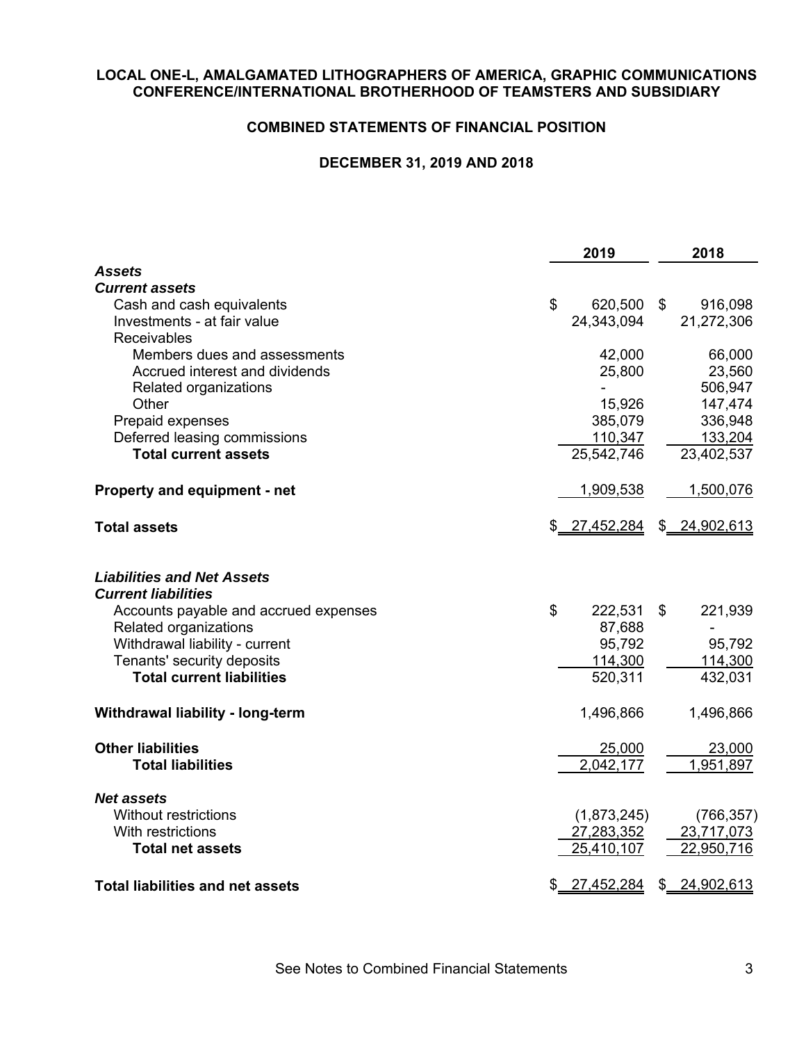**LOCAL ONE-L, AMALGAMATED LITHOGRAPHERS OF AMERICA, GRAPHIC COMMUNICATIONS CONFERENCE/INTERNATIONAL BROTHERHOOD OF TEAMSTERS AND SUBSIDIARY**

**COMBINED STATEMENTS OF FINANCIAL POSITION**

**DECEMBER 31, 2019 AND 2018**

| | 2019 | 2018 |
|---|---|---|
| ***Assets*** | | |
| ***Current assets*** | | |
| Cash and cash equivalents | $ 620,500 | $ 916,098 |
| Investments - at fair value | 24,343,094 | 21,272,306 |
| Receivables | | |
| Members dues and assessments | 42,000 | 66,000 |
| Accrued interest and dividends | 25,800 | 23,560 |
| Related organizations | - | 506,947 |
| Other | 15,926 | 147,474 |
| Prepaid expenses | 385,079 | 336,948 |
| Deferred leasing commissions | 110,347 | 133,204 |
| **Total current assets** | 25,542,746 | 23,402,537 |
| **Property and equipment - net** | 1,909,538 | 1,500,076 |
| **Total assets** | $ 27,452,284 | $ 24,902,613 |
| ***Liabilities and Net Assets*** | | |
| ***Current liabilities*** | | |
| Accounts payable and accrued expenses | $ 222,531 | $ 221,939 |
| Related organizations | 87,688 | - |
| Withdrawal liability - current | 95,792 | 95,792 |
| Tenants' security deposits | 114,300 | 114,300 |
| **Total current liabilities** | 520,311 | 432,031 |
| **Withdrawal liability - long-term** | 1,496,866 | 1,496,866 |
| **Other liabilities** | 25,000 | 23,000 |
| **Total liabilities** | 2,042,177 | 1,951,897 |
| ***Net assets*** | | |
| Without restrictions | (1,873,245) | (766,357) |
| With restrictions | 27,283,352 | 23,717,073 |
| **Total net assets** | 25,410,107 | 22,950,716 |
| **Total liabilities and net assets** | $ 27,452,284 | $ 24,902,613 |

See Notes to Combined Financial Statements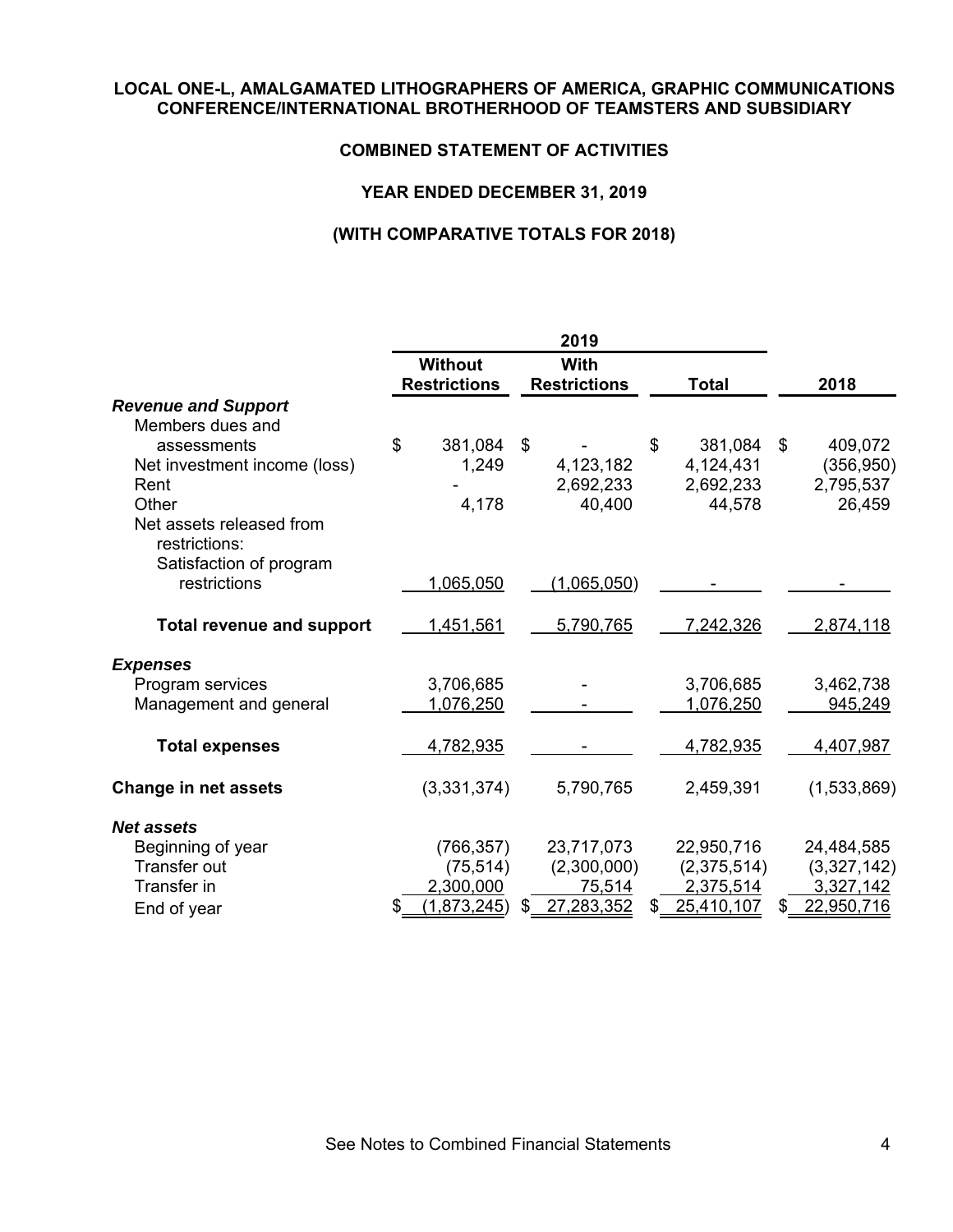**LOCAL ONE-L, AMALGAMATED LITHOGRAPHERS OF AMERICA, GRAPHIC COMMUNICATIONS CONFERENCE/INTERNATIONAL BROTHERHOOD OF TEAMSTERS AND SUBSIDIARY**

**COMBINED STATEMENT OF ACTIVITIES**

**YEAR ENDED DECEMBER 31, 2019**

**(WITH COMPARATIVE TOTALS FOR 2018)**

| | 2019 | | | |
|---|---|---|---|---|
| | **Without Restrictions** | **With Restrictions** | **Total** | **2018** |
| ***Revenue and Support*** | | | | |
| Members dues and assessments | $ 381,084 | $ - | $ 381,084 | $ 409,072 |
| Net investment income (loss) | 1,249 | 4,123,182 | 4,124,431 | (356,950) |
| Rent | - | 2,692,233 | 2,692,233 | 2,795,537 |
| Other | 4,178 | 40,400 | 44,578 | 26,459 |
| Net assets released from restrictions: | | | | |
| Satisfaction of program restrictions | 1,065,050 | (1,065,050) | - | - |
| **Total revenue and support** | 1,451,561 | 5,790,765 | 7,242,326 | 2,874,118 |
| ***Expenses*** | | | | |
| Program services | 3,706,685 | - | 3,706,685 | 3,462,738 |
| Management and general | 1,076,250 | - | 1,076,250 | 945,249 |
| **Total expenses** | 4,782,935 | - | 4,782,935 | 4,407,987 |
| **Change in net assets** | (3,331,374) | 5,790,765 | 2,459,391 | (1,533,869) |
| ***Net assets*** | | | | |
| Beginning of year | (766,357) | 23,717,073 | 22,950,716 | 24,484,585 |
| Transfer out | (75,514) | (2,300,000) | (2,375,514) | (3,327,142) |
| Transfer in | 2,300,000 | 75,514 | 2,375,514 | 3,327,142 |
| End of year | $ (1,873,245) | $ 27,283,352 | $ 25,410,107 | $ 22,950,716 |

See Notes to Combined Financial Statements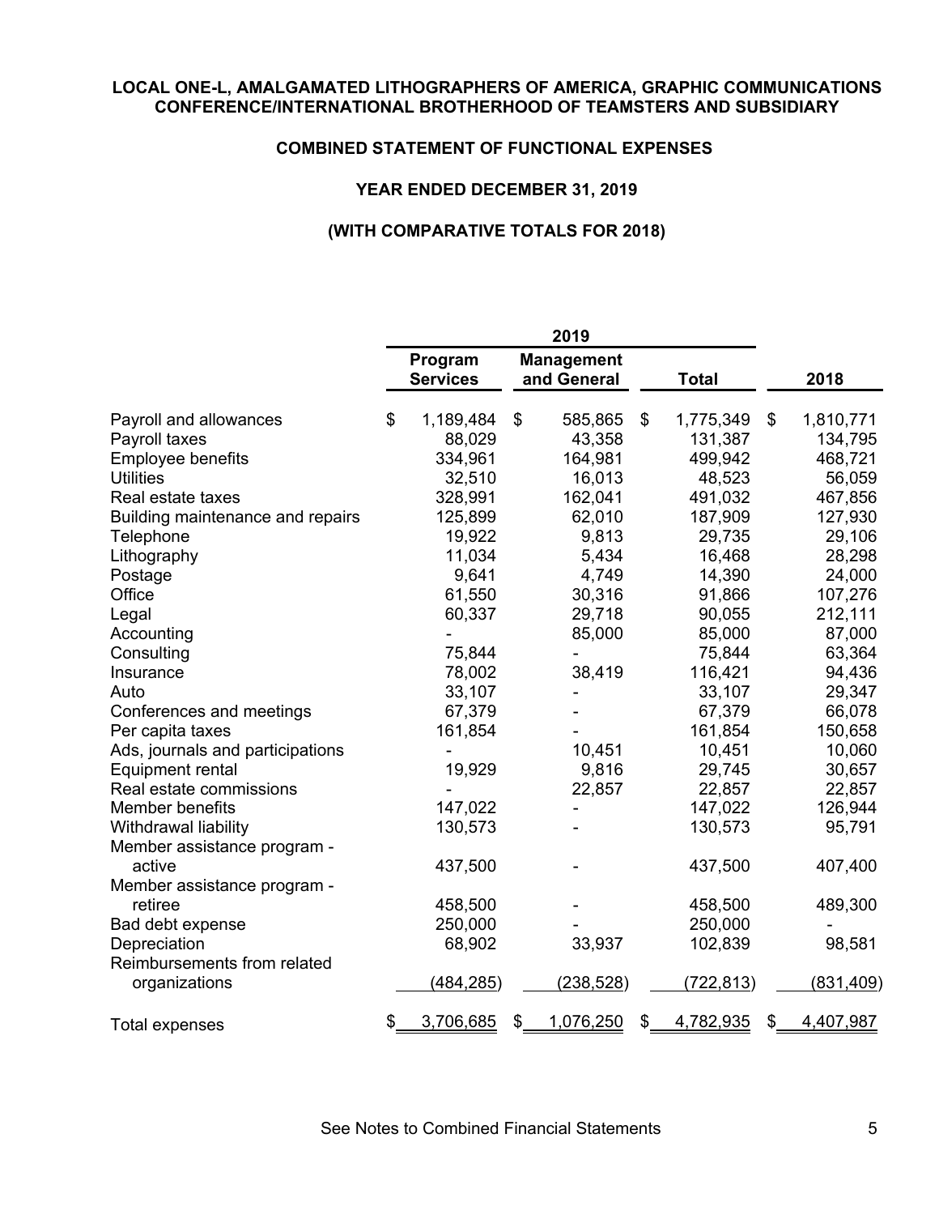**LOCAL ONE-L, AMALGAMATED LITHOGRAPHERS OF AMERICA, GRAPHIC COMMUNICATIONS CONFERENCE/INTERNATIONAL BROTHERHOOD OF TEAMSTERS AND SUBSIDIARY**

**COMBINED STATEMENT OF FUNCTIONAL EXPENSES**

**YEAR ENDED DECEMBER 31, 2019**

**(WITH COMPARATIVE TOTALS FOR 2018)**

| | 2019 | | | |
|---|---|---|---|---|
| | Program Services | Management and General | Total | 2018 |
| Payroll and allowances | $ 1,189,484 | $ 585,865 | $ 1,775,349 | $ 1,810,771 |
| Payroll taxes | 88,029 | 43,358 | 131,387 | 134,795 |
| Employee benefits | 334,961 | 164,981 | 499,942 | 468,721 |
| Utilities | 32,510 | 16,013 | 48,523 | 56,059 |
| Real estate taxes | 328,991 | 162,041 | 491,032 | 467,856 |
| Building maintenance and repairs | 125,899 | 62,010 | 187,909 | 127,930 |
| Telephone | 19,922 | 9,813 | 29,735 | 29,106 |
| Lithography | 11,034 | 5,434 | 16,468 | 28,298 |
| Postage | 9,641 | 4,749 | 14,390 | 24,000 |
| Office | 61,550 | 30,316 | 91,866 | 107,276 |
| Legal | 60,337 | 29,718 | 90,055 | 212,111 |
| Accounting | - | 85,000 | 85,000 | 87,000 |
| Consulting | 75,844 | - | 75,844 | 63,364 |
| Insurance | 78,002 | 38,419 | 116,421 | 94,436 |
| Auto | 33,107 | - | 33,107 | 29,347 |
| Conferences and meetings | 67,379 | - | 67,379 | 66,078 |
| Per capita taxes | 161,854 | - | 161,854 | 150,658 |
| Ads, journals and participations | - | 10,451 | 10,451 | 10,060 |
| Equipment rental | 19,929 | 9,816 | 29,745 | 30,657 |
| Real estate commissions | - | 22,857 | 22,857 | 22,857 |
| Member benefits | 147,022 | - | 147,022 | 126,944 |
| Withdrawal liability | 130,573 | - | 130,573 | 95,791 |
| Member assistance program - active | 437,500 | - | 437,500 | 407,400 |
| Member assistance program - retiree | 458,500 | - | 458,500 | 489,300 |
| Bad debt expense | 250,000 | - | 250,000 | - |
| Depreciation | 68,902 | 33,937 | 102,839 | 98,581 |
| Reimbursements from related organizations | (484,285) | (238,528) | (722,813) | (831,409) |
| Total expenses | $ 3,706,685 | $ 1,076,250 | $ 4,782,935 | $ 4,407,987 |

See Notes to Combined Financial Statements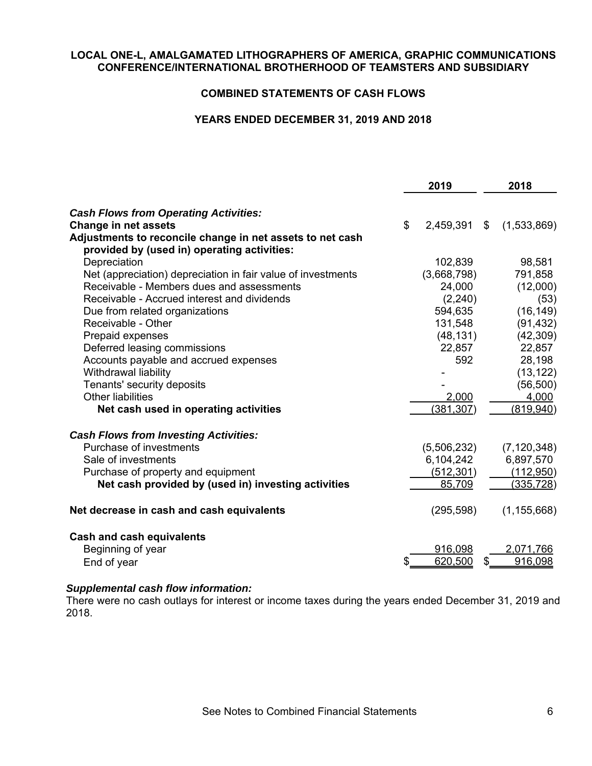**LOCAL ONE-L, AMALGAMATED LITHOGRAPHERS OF AMERICA, GRAPHIC COMMUNICATIONS CONFERENCE/INTERNATIONAL BROTHERHOOD OF TEAMSTERS AND SUBSIDIARY**

**COMBINED STATEMENTS OF CASH FLOWS**

**YEARS ENDED DECEMBER 31, 2019 AND 2018**

| | 2019 | 2018 |
|---|---|---|
| ***Cash Flows from Operating Activities:*** | | |
| **Change in net assets** | $ 2,459,391 | $ (1,533,869) |
| **Adjustments to reconcile change in net assets to net cash provided by (used in) operating activities:** | | |
| Depreciation | 102,839 | 98,581 |
| Net (appreciation) depreciation in fair value of investments | (3,668,798) | 791,858 |
| Receivable - Members dues and assessments | 24,000 | (12,000) |
| Receivable - Accrued interest and dividends | (2,240) | (53) |
| Due from related organizations | 594,635 | (16,149) |
| Receivable - Other | 131,548 | (91,432) |
| Prepaid expenses | (48,131) | (42,309) |
| Deferred leasing commissions | 22,857 | 22,857 |
| Accounts payable and accrued expenses | 592 | 28,198 |
| Withdrawal liability | - | (13,122) |
| Tenants' security deposits | - | (56,500) |
| Other liabilities | 2,000 | 4,000 |
| **Net cash used in operating activities** | (381,307) | (819,940) |
| ***Cash Flows from Investing Activities:*** | | |
| Purchase of investments | (5,506,232) | (7,120,348) |
| Sale of investments | 6,104,242 | 6,897,570 |
| Purchase of property and equipment | (512,301) | (112,950) |
| **Net cash provided by (used in) investing activities** | 85,709 | (335,728) |
| **Net decrease in cash and cash equivalents** | (295,598) | (1,155,668) |
| **Cash and cash equivalents** | | |
| Beginning of year | 916,098 | 2,071,766 |
| End of year | $ 620,500 | $ 916,098 |

***Supplemental cash flow information:***
There were no cash outlays for interest or income taxes during the years ended December 31, 2019 and 2018.

See Notes to Combined Financial Statements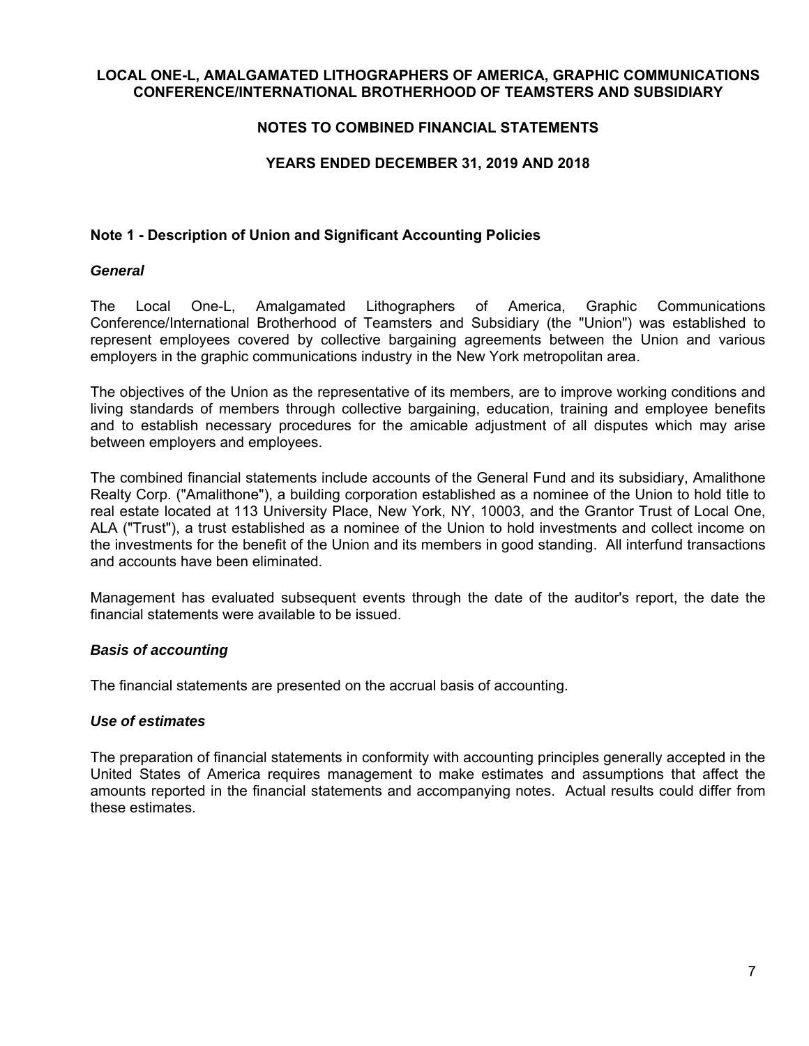# LOCAL ONE-L, AMALGAMATED LITHOGRAPHERS OF AMERICA, GRAPHIC COMMUNICATIONS CONFERENCE/INTERNATIONAL BROTHERHOOD OF TEAMSTERS AND SUBSIDIARY

## NOTES TO COMBINED FINANCIAL STATEMENTS

## YEARS ENDED DECEMBER 31, 2019 AND 2018

### Note 1 - Description of Union and Significant Accounting Policies

***General***

The Local One-L, Amalgamated Lithographers of America, Graphic Communications Conference/International Brotherhood of Teamsters and Subsidiary (the "Union") was established to represent employees covered by collective bargaining agreements between the Union and various employers in the graphic communications industry in the New York metropolitan area.

The objectives of the Union as the representative of its members, are to improve working conditions and living standards of members through collective bargaining, education, training and employee benefits and to establish necessary procedures for the amicable adjustment of all disputes which may arise between employers and employees.

The combined financial statements include accounts of the General Fund and its subsidiary, Amalithone Realty Corp. ("Amalithone"), a building corporation established as a nominee of the Union to hold title to real estate located at 113 University Place, New York, NY, 10003, and the Grantor Trust of Local One, ALA ("Trust"), a trust established as a nominee of the Union to hold investments and collect income on the investments for the benefit of the Union and its members in good standing. All interfund transactions and accounts have been eliminated.

Management has evaluated subsequent events through the date of the auditor's report, the date the financial statements were available to be issued.

***Basis of accounting***

The financial statements are presented on the accrual basis of accounting.

***Use of estimates***

The preparation of financial statements in conformity with accounting principles generally accepted in the United States of America requires management to make estimates and assumptions that affect the amounts reported in the financial statements and accompanying notes. Actual results could differ from these estimates.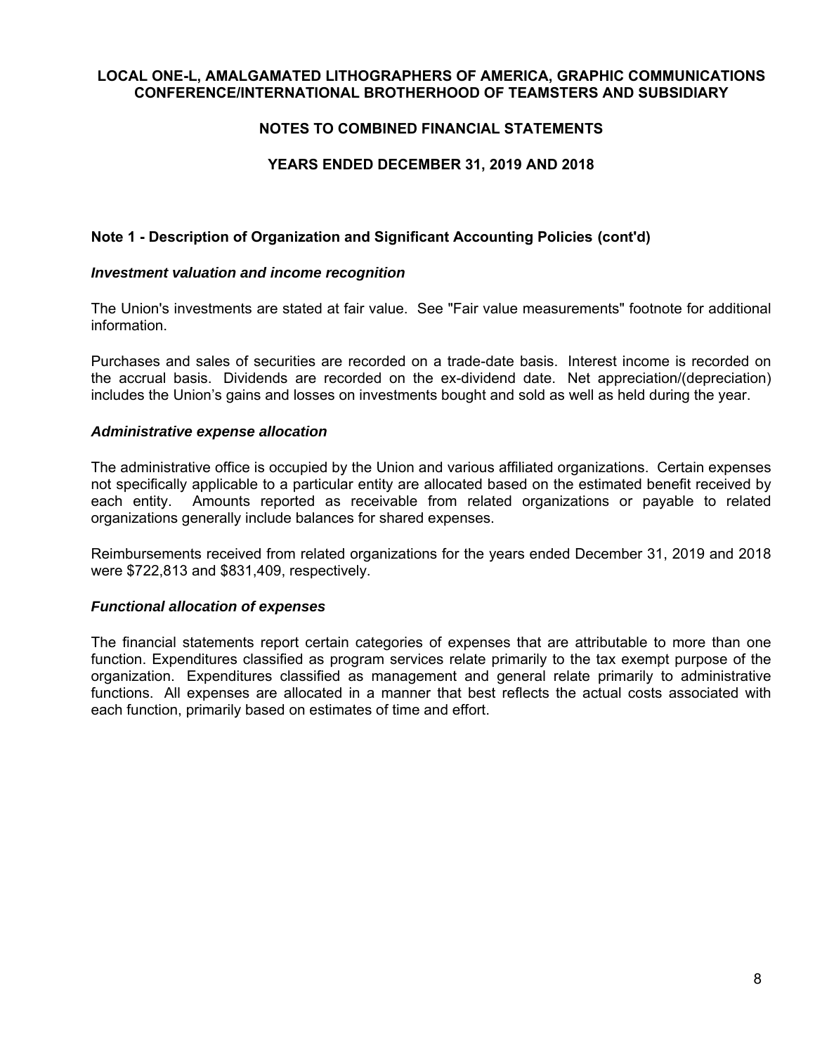## Note 1 - Description of Organization and Significant Accounting Policies (cont'd)

### *Investment valuation and income recognition*

The Union's investments are stated at fair value. See "Fair value measurements" footnote for additional information.

Purchases and sales of securities are recorded on a trade-date basis. Interest income is recorded on the accrual basis. Dividends are recorded on the ex-dividend date. Net appreciation/(depreciation) includes the Union's gains and losses on investments bought and sold as well as held during the year.

### *Administrative expense allocation*

The administrative office is occupied by the Union and various affiliated organizations. Certain expenses not specifically applicable to a particular entity are allocated based on the estimated benefit received by each entity. Amounts reported as receivable from related organizations or payable to related organizations generally include balances for shared expenses.

Reimbursements received from related organizations for the years ended December 31, 2019 and 2018 were $722,813 and $831,409, respectively.

### *Functional allocation of expenses*

The financial statements report certain categories of expenses that are attributable to more than one function. Expenditures classified as program services relate primarily to the tax exempt purpose of the organization. Expenditures classified as management and general relate primarily to administrative functions. All expenses are allocated in a manner that best reflects the actual costs associated with each function, primarily based on estimates of time and effort.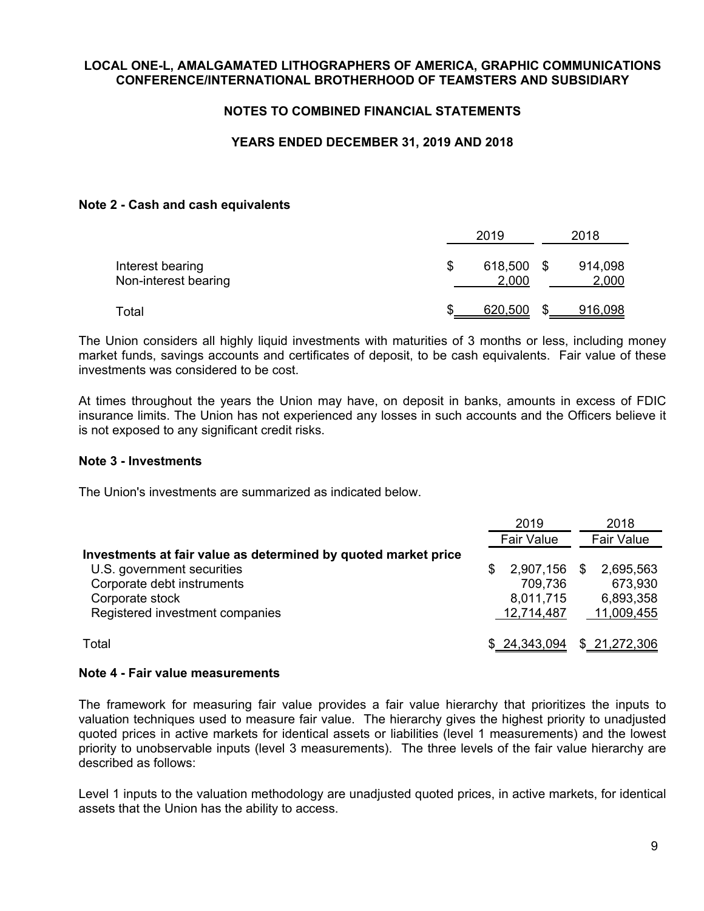**LOCAL ONE-L, AMALGAMATED LITHOGRAPHERS OF AMERICA, GRAPHIC COMMUNICATIONS CONFERENCE/INTERNATIONAL BROTHERHOOD OF TEAMSTERS AND SUBSIDIARY**

**NOTES TO COMBINED FINANCIAL STATEMENTS**

**YEARS ENDED DECEMBER 31, 2019 AND 2018**

### Note 2 - Cash and cash equivalents

| | 2019 | 2018 |
|---|---|---|
| Interest bearing | $ 618,500 | $ 914,098 |
| Non-interest bearing | 2,000 | 2,000 |
| Total | $ 620,500 | $ 916,098 |

The Union considers all highly liquid investments with maturities of 3 months or less, including money market funds, savings accounts and certificates of deposit, to be cash equivalents. Fair value of these investments was considered to be cost.

At times throughout the years the Union may have, on deposit in banks, amounts in excess of FDIC insurance limits. The Union has not experienced any losses in such accounts and the Officers believe it is not exposed to any significant credit risks.

### Note 3 - Investments

The Union's investments are summarized as indicated below.

| | 2019 | 2018 |
|---|---|---|
| | Fair Value | Fair Value |
| **Investments at fair value as determined by quoted market price** | | |
| U.S. government securities | $ 2,907,156 | $ 2,695,563 |
| Corporate debt instruments | 709,736 | 673,930 |
| Corporate stock | 8,011,715 | 6,893,358 |
| Registered investment companies | 12,714,487 | 11,009,455 |
| Total | $ 24,343,094 | $ 21,272,306 |

### Note 4 - Fair value measurements

The framework for measuring fair value provides a fair value hierarchy that prioritizes the inputs to valuation techniques used to measure fair value. The hierarchy gives the highest priority to unadjusted quoted prices in active markets for identical assets or liabilities (level 1 measurements) and the lowest priority to unobservable inputs (level 3 measurements). The three levels of the fair value hierarchy are described as follows:

Level 1 inputs to the valuation methodology are unadjusted quoted prices, in active markets, for identical assets that the Union has the ability to access.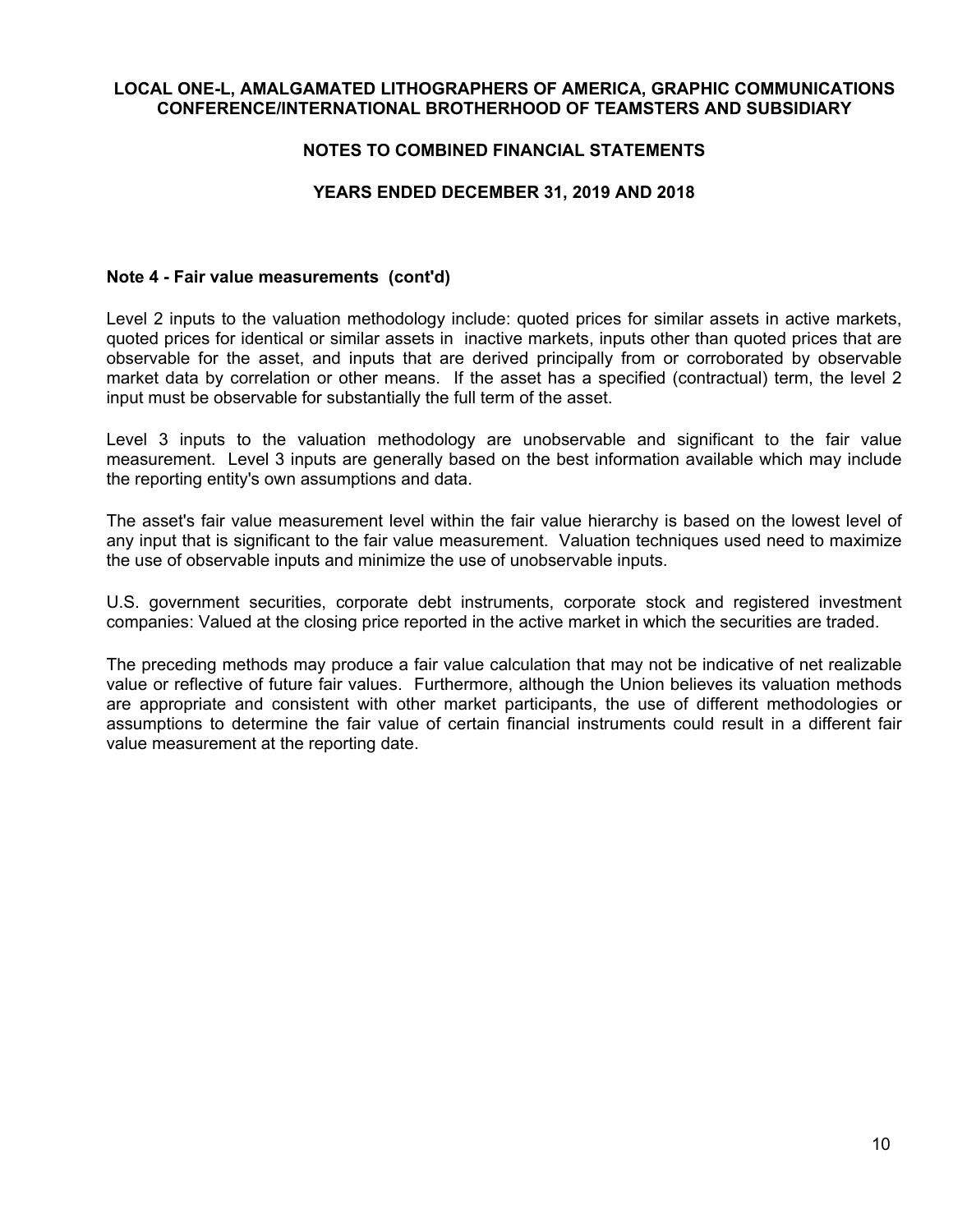#### Note 4 - Fair value measurements (cont'd)

Level 2 inputs to the valuation methodology include: quoted prices for similar assets in active markets, quoted prices for identical or similar assets in inactive markets, inputs other than quoted prices that are observable for the asset, and inputs that are derived principally from or corroborated by observable market data by correlation or other means. If the asset has a specified (contractual) term, the level 2 input must be observable for substantially the full term of the asset.

Level 3 inputs to the valuation methodology are unobservable and significant to the fair value measurement. Level 3 inputs are generally based on the best information available which may include the reporting entity's own assumptions and data.

The asset's fair value measurement level within the fair value hierarchy is based on the lowest level of any input that is significant to the fair value measurement. Valuation techniques used need to maximize the use of observable inputs and minimize the use of unobservable inputs.

U.S. government securities, corporate debt instruments, corporate stock and registered investment companies: Valued at the closing price reported in the active market in which the securities are traded.

The preceding methods may produce a fair value calculation that may not be indicative of net realizable value or reflective of future fair values. Furthermore, although the Union believes its valuation methods are appropriate and consistent with other market participants, the use of different methodologies or assumptions to determine the fair value of certain financial instruments could result in a different fair value measurement at the reporting date.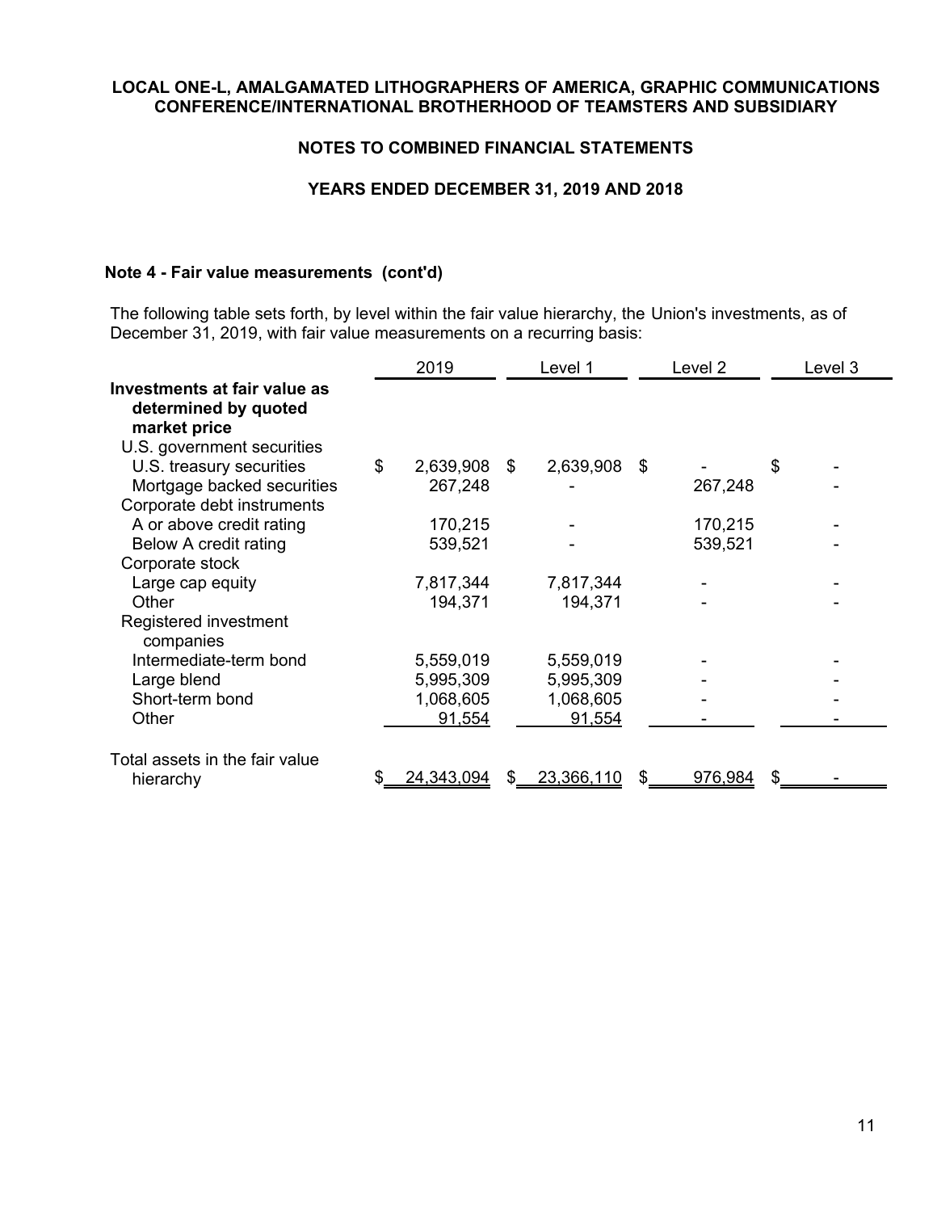**LOCAL ONE-L, AMALGAMATED LITHOGRAPHERS OF AMERICA, GRAPHIC COMMUNICATIONS CONFERENCE/INTERNATIONAL BROTHERHOOD OF TEAMSTERS AND SUBSIDIARY**

**NOTES TO COMBINED FINANCIAL STATEMENTS**

**YEARS ENDED DECEMBER 31, 2019 AND 2018**

**Note 4 - Fair value measurements (cont'd)**

The following table sets forth, by level within the fair value hierarchy, the Union's investments, as of December 31, 2019, with fair value measurements on a recurring basis:

| | 2019 | Level 1 | Level 2 | Level 3 |
|---|---|---|---|---|
| **Investments at fair value as determined by quoted market price** | | | | |
| U.S. government securities | | | | |
| U.S. treasury securities | $ 2,639,908 | $ 2,639,908 | $ - | $ - |
| Mortgage backed securities | 267,248 | - | 267,248 | - |
| Corporate debt instruments | | | | |
| A or above credit rating | 170,215 | - | 170,215 | - |
| Below A credit rating | 539,521 | - | 539,521 | - |
| Corporate stock | | | | |
| Large cap equity | 7,817,344 | 7,817,344 | - | - |
| Other | 194,371 | 194,371 | - | - |
| Registered investment companies | | | | |
| Intermediate-term bond | 5,559,019 | 5,559,019 | - | - |
| Large blend | 5,995,309 | 5,995,309 | - | - |
| Short-term bond | 1,068,605 | 1,068,605 | - | - |
| Other | 91,554 | 91,554 | - | - |
| Total assets in the fair value hierarchy | $ 24,343,094 | $ 23,366,110 | $ 976,984 | $ - |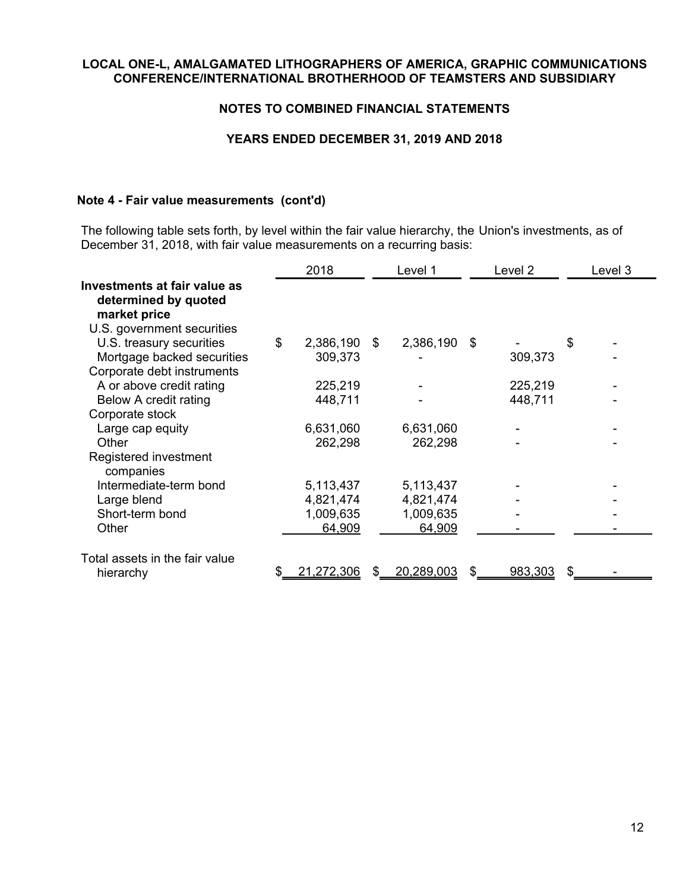**LOCAL ONE-L, AMALGAMATED LITHOGRAPHERS OF AMERICA, GRAPHIC COMMUNICATIONS CONFERENCE/INTERNATIONAL BROTHERHOOD OF TEAMSTERS AND SUBSIDIARY**

**NOTES TO COMBINED FINANCIAL STATEMENTS**

**YEARS ENDED DECEMBER 31, 2019 AND 2018**

## Note 4 - Fair value measurements (cont'd)

The following table sets forth, by level within the fair value hierarchy, the Union's investments, as of December 31, 2018, with fair value measurements on a recurring basis:

| | 2018 | Level 1 | Level 2 | Level 3 |
|---|---|---|---|---|
| **Investments at fair value as determined by quoted market price** | | | | |
| U.S. government securities | | | | |
| U.S. treasury securities | $ 2,386,190 | $ 2,386,190 | $ - | $ - |
| Mortgage backed securities | 309,373 | - | 309,373 | - |
| Corporate debt instruments | | | | |
| A or above credit rating | 225,219 | - | 225,219 | - |
| Below A credit rating | 448,711 | - | 448,711 | - |
| Corporate stock | | | | |
| Large cap equity | 6,631,060 | 6,631,060 | - | - |
| Other | 262,298 | 262,298 | - | - |
| Registered investment companies | | | | |
| Intermediate-term bond | 5,113,437 | 5,113,437 | - | - |
| Large blend | 4,821,474 | 4,821,474 | - | - |
| Short-term bond | 1,009,635 | 1,009,635 | - | - |
| Other | 64,909 | 64,909 | - | - |
| Total assets in the fair value hierarchy | $ 21,272,306 | $ 20,289,003 | $ 983,303 | $ - |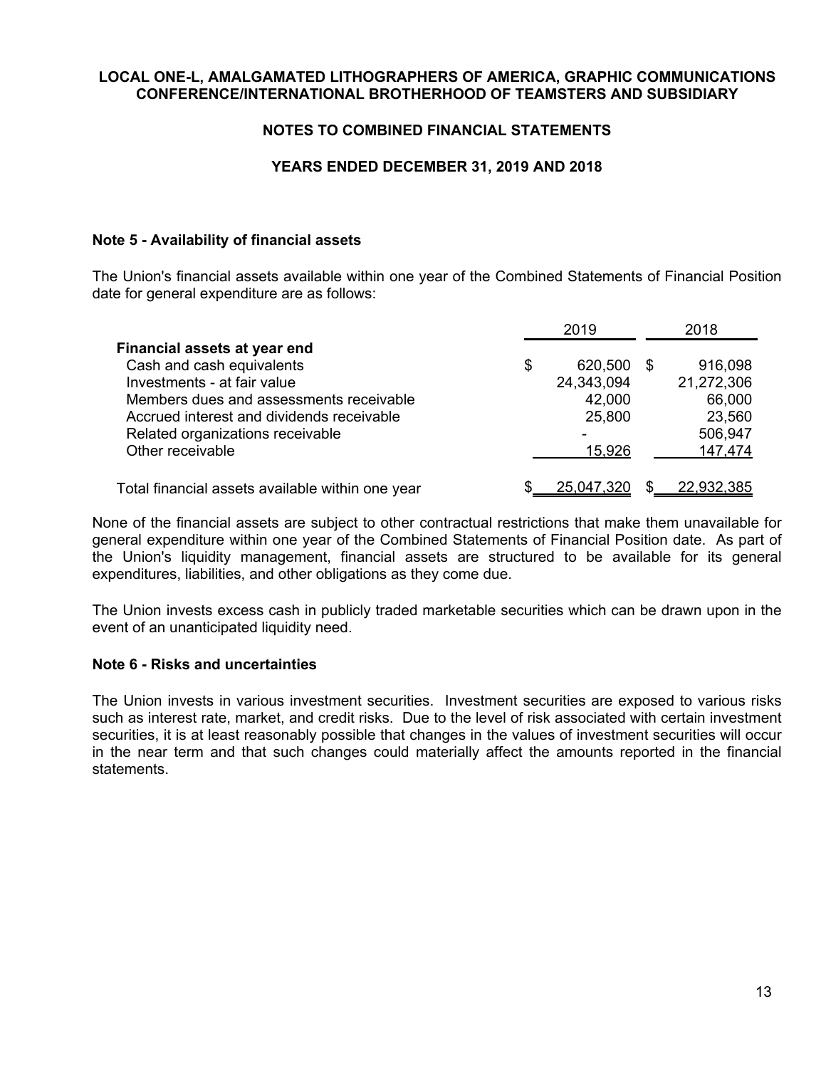**LOCAL ONE-L, AMALGAMATED LITHOGRAPHERS OF AMERICA, GRAPHIC COMMUNICATIONS CONFERENCE/INTERNATIONAL BROTHERHOOD OF TEAMSTERS AND SUBSIDIARY**

**NOTES TO COMBINED FINANCIAL STATEMENTS**

**YEARS ENDED DECEMBER 31, 2019 AND 2018**

**Note 5 - Availability of financial assets**

The Union's financial assets available within one year of the Combined Statements of Financial Position date for general expenditure are as follows:

| | 2019 | 2018 |
|---|---|---|
| **Financial assets at year end** | | |
| Cash and cash equivalents | $ 620,500 | $ 916,098 |
| Investments - at fair value | 24,343,094 | 21,272,306 |
| Members dues and assessments receivable | 42,000 | 66,000 |
| Accrued interest and dividends receivable | 25,800 | 23,560 |
| Related organizations receivable | - | 506,947 |
| Other receivable | 15,926 | 147,474 |
| Total financial assets available within one year | $ 25,047,320 | $ 22,932,385 |

None of the financial assets are subject to other contractual restrictions that make them unavailable for general expenditure within one year of the Combined Statements of Financial Position date. As part of the Union's liquidity management, financial assets are structured to be available for its general expenditures, liabilities, and other obligations as they come due.

The Union invests excess cash in publicly traded marketable securities which can be drawn upon in the event of an unanticipated liquidity need.

**Note 6 - Risks and uncertainties**

The Union invests in various investment securities. Investment securities are exposed to various risks such as interest rate, market, and credit risks. Due to the level of risk associated with certain investment securities, it is at least reasonably possible that changes in the values of investment securities will occur in the near term and that such changes could materially affect the amounts reported in the financial statements.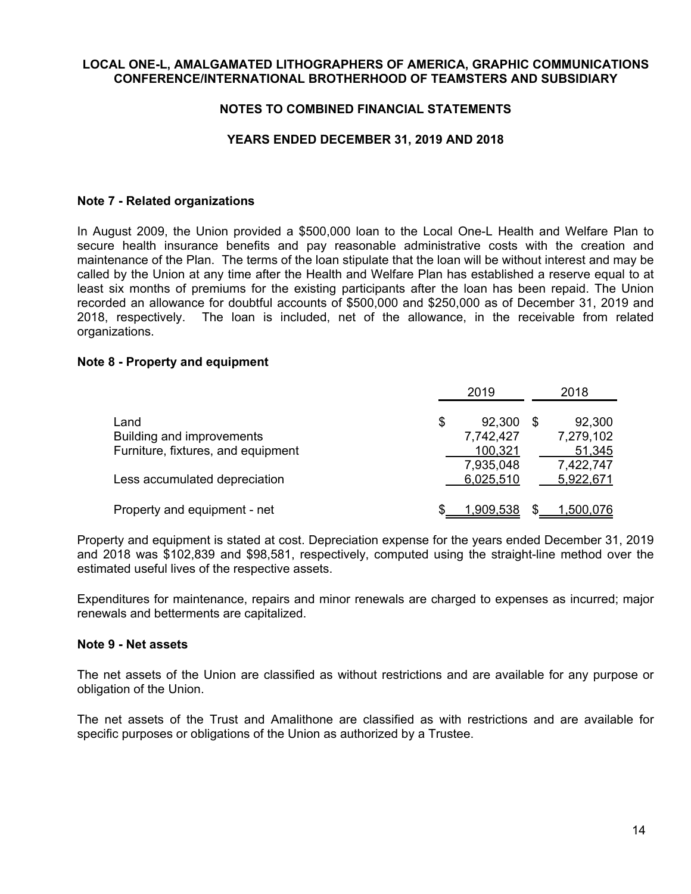**LOCAL ONE-L, AMALGAMATED LITHOGRAPHERS OF AMERICA, GRAPHIC COMMUNICATIONS CONFERENCE/INTERNATIONAL BROTHERHOOD OF TEAMSTERS AND SUBSIDIARY**

**NOTES TO COMBINED FINANCIAL STATEMENTS**

**YEARS ENDED DECEMBER 31, 2019 AND 2018**

### Note 7 - Related organizations

In August 2009, the Union provided a $500,000 loan to the Local One-L Health and Welfare Plan to secure health insurance benefits and pay reasonable administrative costs with the creation and maintenance of the Plan. The terms of the loan stipulate that the loan will be without interest and may be called by the Union at any time after the Health and Welfare Plan has established a reserve equal to at least six months of premiums for the existing participants after the loan has been repaid. The Union recorded an allowance for doubtful accounts of $500,000 and $250,000 as of December 31, 2019 and 2018, respectively. The loan is included, net of the allowance, in the receivable from related organizations.

### Note 8 - Property and equipment

| | 2019 | 2018 |
|---|---|---|
| Land | $ 92,300 | $ 92,300 |
| Building and improvements | 7,742,427 | 7,279,102 |
| Furniture, fixtures, and equipment | 100,321 | 51,345 |
| | 7,935,048 | 7,422,747 |
| Less accumulated depreciation | 6,025,510 | 5,922,671 |
| Property and equipment - net | $ 1,909,538 | $ 1,500,076 |

Property and equipment is stated at cost. Depreciation expense for the years ended December 31, 2019 and 2018 was $102,839 and $98,581, respectively, computed using the straight-line method over the estimated useful lives of the respective assets.

Expenditures for maintenance, repairs and minor renewals are charged to expenses as incurred; major renewals and betterments are capitalized.

### Note 9 - Net assets

The net assets of the Union are classified as without restrictions and are available for any purpose or obligation of the Union.

The net assets of the Trust and Amalithone are classified as with restrictions and are available for specific purposes or obligations of the Union as authorized by a Trustee.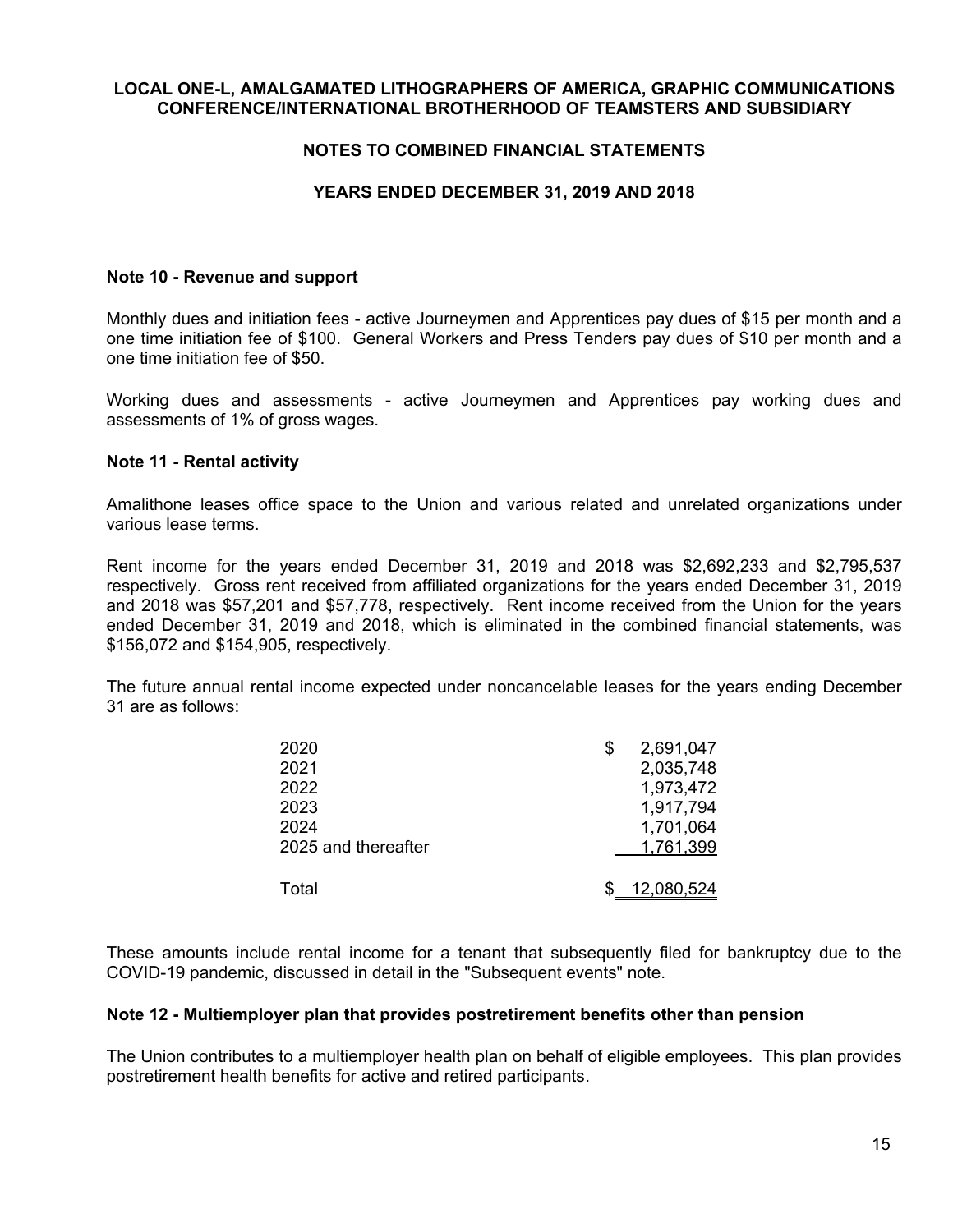**LOCAL ONE-L, AMALGAMATED LITHOGRAPHERS OF AMERICA, GRAPHIC COMMUNICATIONS CONFERENCE/INTERNATIONAL BROTHERHOOD OF TEAMSTERS AND SUBSIDIARY**

**NOTES TO COMBINED FINANCIAL STATEMENTS**

**YEARS ENDED DECEMBER 31, 2019 AND 2018**

### Note 10 - Revenue and support

Monthly dues and initiation fees - active Journeymen and Apprentices pay dues of $15 per month and a one time initiation fee of $100. General Workers and Press Tenders pay dues of $10 per month and a one time initiation fee of $50.

Working dues and assessments - active Journeymen and Apprentices pay working dues and assessments of 1% of gross wages.

### Note 11 - Rental activity

Amalithone leases office space to the Union and various related and unrelated organizations under various lease terms.

Rent income for the years ended December 31, 2019 and 2018 was $2,692,233 and $2,795,537 respectively. Gross rent received from affiliated organizations for the years ended December 31, 2019 and 2018 was $57,201 and $57,778, respectively. Rent income received from the Union for the years ended December 31, 2019 and 2018, which is eliminated in the combined financial statements, was $156,072 and $154,905, respectively.

The future annual rental income expected under noncancelable leases for the years ending December 31 are as follows:

| | |
|---|---|
| 2020 | $ 2,691,047 |
| 2021 | 2,035,748 |
| 2022 | 1,973,472 |
| 2023 | 1,917,794 |
| 2024 | 1,701,064 |
| 2025 and thereafter | 1,761,399 |
| Total | $ 12,080,524 |

These amounts include rental income for a tenant that subsequently filed for bankruptcy due to the COVID-19 pandemic, discussed in detail in the "Subsequent events" note.

### Note 12 - Multiemployer plan that provides postretirement benefits other than pension

The Union contributes to a multiemployer health plan on behalf of eligible employees. This plan provides postretirement health benefits for active and retired participants.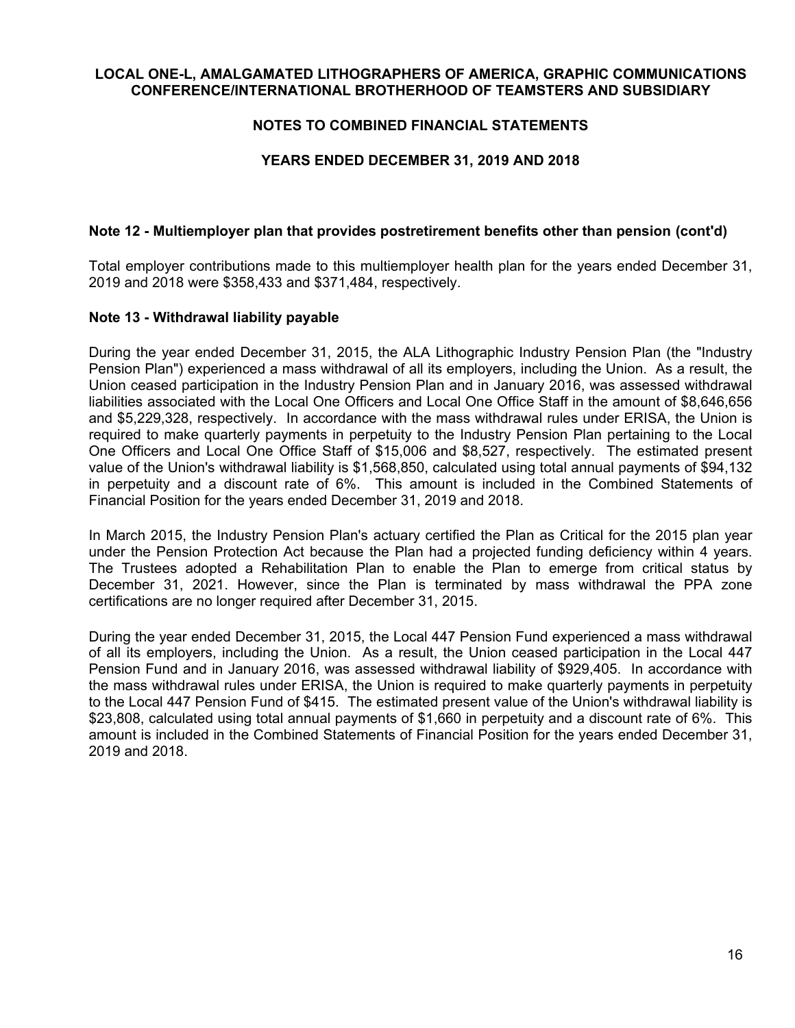### Note 12 - Multiemployer plan that provides postretirement benefits other than pension (cont'd)

Total employer contributions made to this multiemployer health plan for the years ended December 31, 2019 and 2018 were $358,433 and $371,484, respectively.

### Note 13 - Withdrawal liability payable

During the year ended December 31, 2015, the ALA Lithographic Industry Pension Plan (the "Industry Pension Plan") experienced a mass withdrawal of all its employers, including the Union. As a result, the Union ceased participation in the Industry Pension Plan and in January 2016, was assessed withdrawal liabilities associated with the Local One Officers and Local One Office Staff in the amount of $8,646,656 and $5,229,328, respectively. In accordance with the mass withdrawal rules under ERISA, the Union is required to make quarterly payments in perpetuity to the Industry Pension Plan pertaining to the Local One Officers and Local One Office Staff of $15,006 and $8,527, respectively. The estimated present value of the Union's withdrawal liability is $1,568,850, calculated using total annual payments of $94,132 in perpetuity and a discount rate of 6%. This amount is included in the Combined Statements of Financial Position for the years ended December 31, 2019 and 2018.

In March 2015, the Industry Pension Plan's actuary certified the Plan as Critical for the 2015 plan year under the Pension Protection Act because the Plan had a projected funding deficiency within 4 years. The Trustees adopted a Rehabilitation Plan to enable the Plan to emerge from critical status by December 31, 2021. However, since the Plan is terminated by mass withdrawal the PPA zone certifications are no longer required after December 31, 2015.

During the year ended December 31, 2015, the Local 447 Pension Fund experienced a mass withdrawal of all its employers, including the Union. As a result, the Union ceased participation in the Local 447 Pension Fund and in January 2016, was assessed withdrawal liability of $929,405. In accordance with the mass withdrawal rules under ERISA, the Union is required to make quarterly payments in perpetuity to the Local 447 Pension Fund of $415. The estimated present value of the Union's withdrawal liability is $23,808, calculated using total annual payments of $1,660 in perpetuity and a discount rate of 6%. This amount is included in the Combined Statements of Financial Position for the years ended December 31, 2019 and 2018.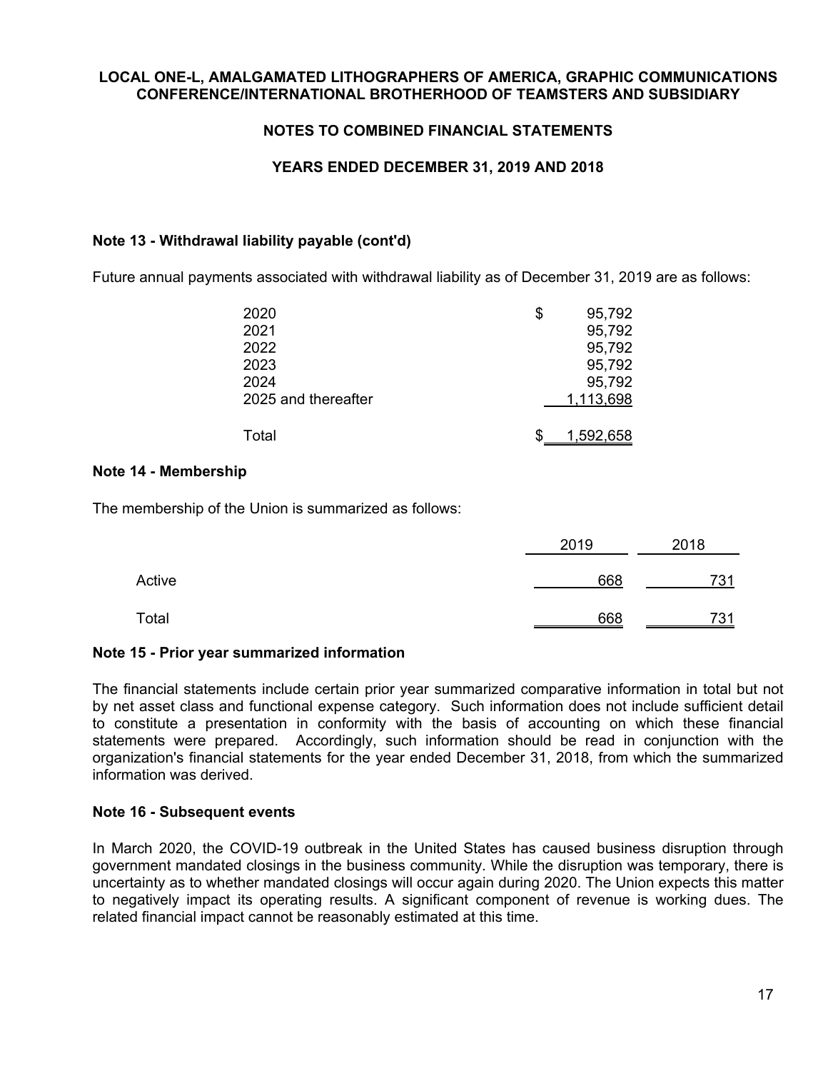### Note 13 - Withdrawal liability payable (cont'd)

Future annual payments associated with withdrawal liability as of December 31, 2019 are as follows:

| | |
|---|---|
| 2020 | $ 95,792 |
| 2021 | 95,792 |
| 2022 | 95,792 |
| 2023 | 95,792 |
| 2024 | 95,792 |
| 2025 and thereafter | 1,113,698 |
| Total | $ 1,592,658 |

### Note 14 - Membership

The membership of the Union is summarized as follows:

| | 2019 | 2018 |
|---|---|---|
| Active | 668 | 731 |
| Total | 668 | 731 |

### Note 15 - Prior year summarized information

The financial statements include certain prior year summarized comparative information in total but not by net asset class and functional expense category. Such information does not include sufficient detail to constitute a presentation in conformity with the basis of accounting on which these financial statements were prepared. Accordingly, such information should be read in conjunction with the organization's financial statements for the year ended December 31, 2018, from which the summarized information was derived.

### Note 16 - Subsequent events

In March 2020, the COVID-19 outbreak in the United States has caused business disruption through government mandated closings in the business community. While the disruption was temporary, there is uncertainty as to whether mandated closings will occur again during 2020. The Union expects this matter to negatively impact its operating results. A significant component of revenue is working dues. The related financial impact cannot be reasonably estimated at this time.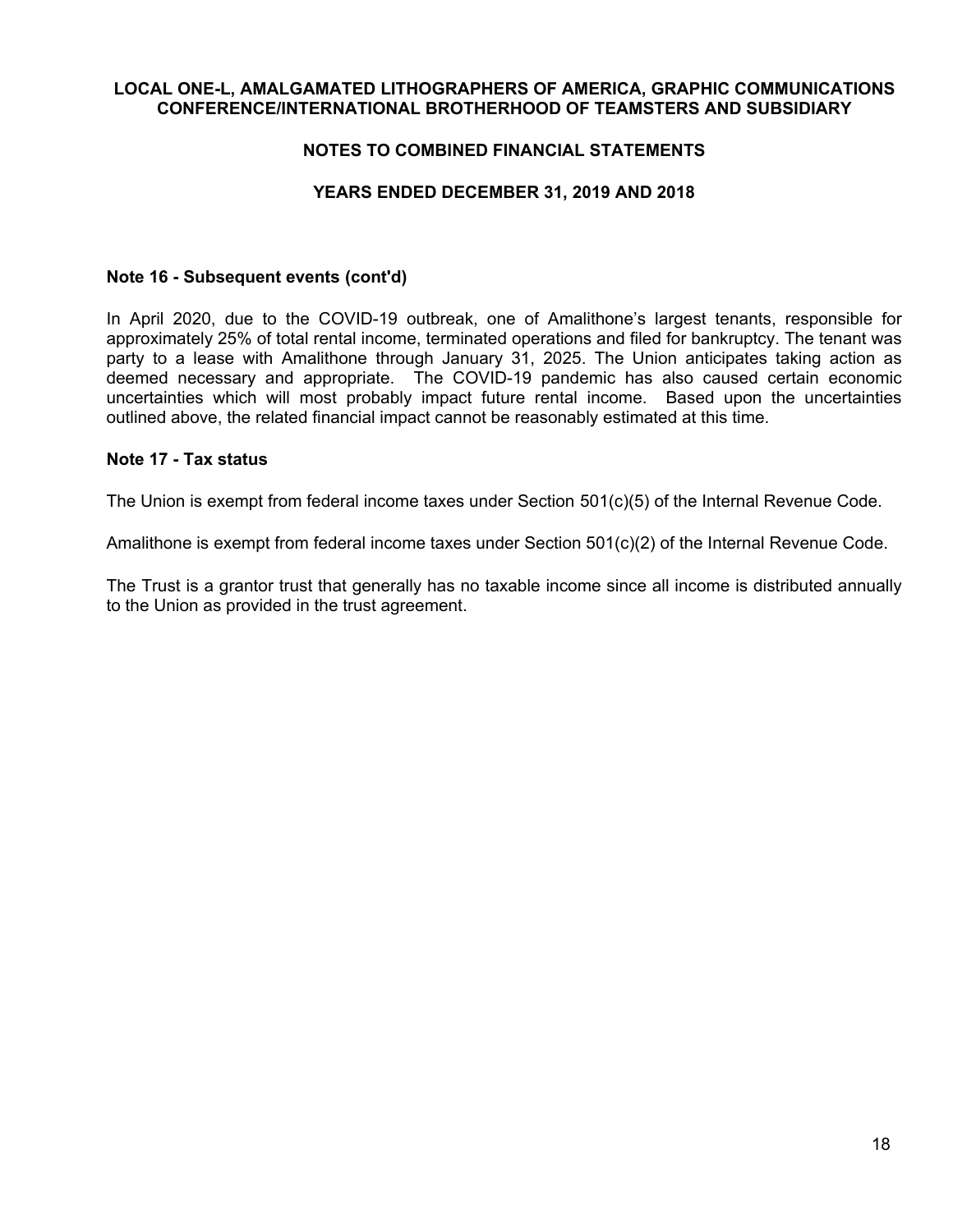## Note 16 - Subsequent events (cont'd)

In April 2020, due to the COVID-19 outbreak, one of Amalithone's largest tenants, responsible for approximately 25% of total rental income, terminated operations and filed for bankruptcy. The tenant was party to a lease with Amalithone through January 31, 2025. The Union anticipates taking action as deemed necessary and appropriate. The COVID-19 pandemic has also caused certain economic uncertainties which will most probably impact future rental income. Based upon the uncertainties outlined above, the related financial impact cannot be reasonably estimated at this time.

## Note 17 - Tax status

The Union is exempt from federal income taxes under Section 501(c)(5) of the Internal Revenue Code.

Amalithone is exempt from federal income taxes under Section 501(c)(2) of the Internal Revenue Code.

The Trust is a grantor trust that generally has no taxable income since all income is distributed annually to the Union as provided in the trust agreement.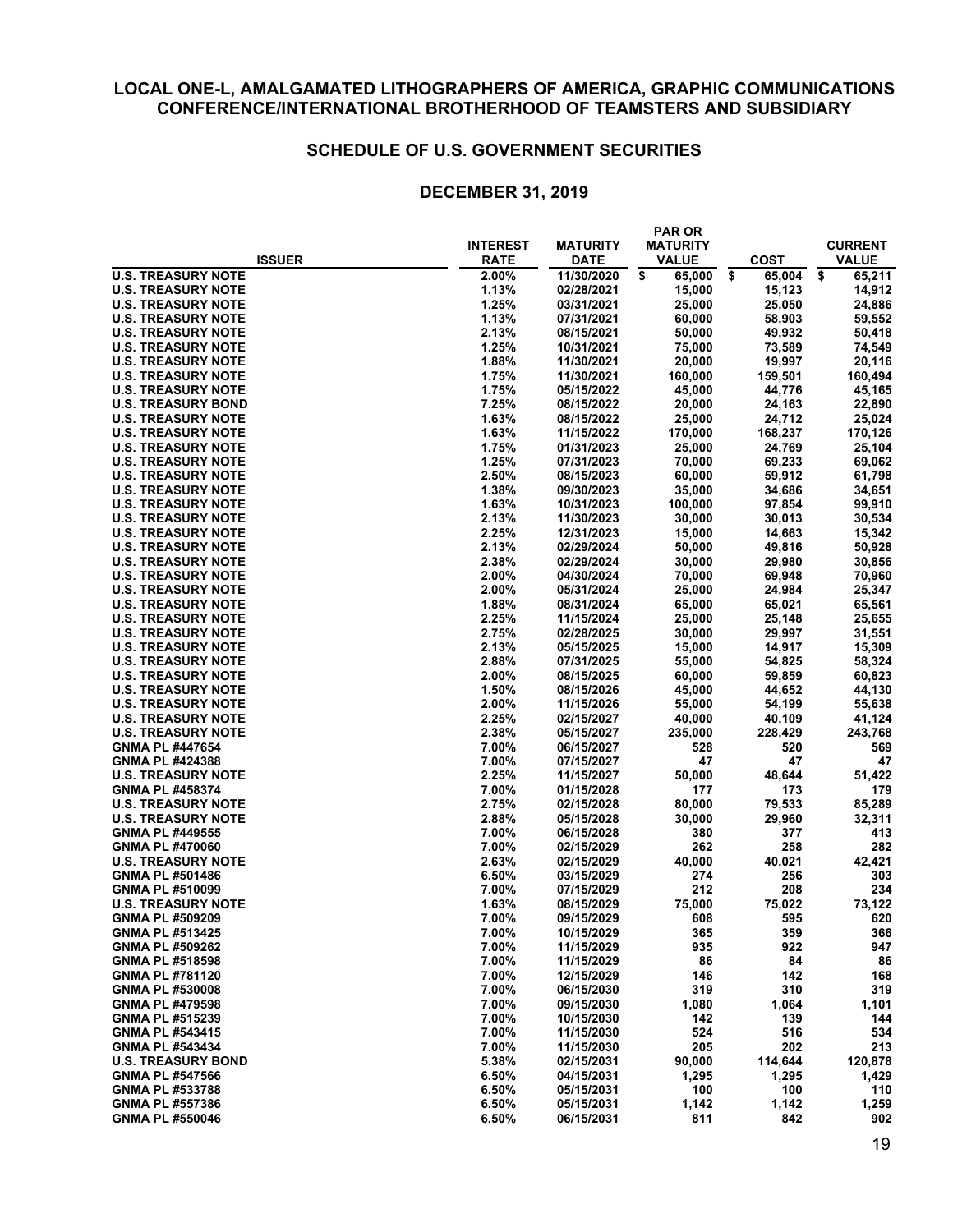# LOCAL ONE-L, AMALGAMATED LITHOGRAPHERS OF AMERICA, GRAPHIC COMMUNICATIONS CONFERENCE/INTERNATIONAL BROTHERHOOD OF TEAMSTERS AND SUBSIDIARY

## SCHEDULE OF U.S. GOVERNMENT SECURITIES

## DECEMBER 31, 2019

| ISSUER | INTEREST RATE | MATURITY DATE | PAR OR MATURITY VALUE | COST | CURRENT VALUE |
|---|---|---|---|---|---|
| U.S. TREASURY NOTE | 2.00% | 11/30/2020 | $ 65,000 | $ 65,004 | $ 65,211 |
| U.S. TREASURY NOTE | 1.13% | 02/28/2021 | 15,000 | 15,123 | 14,912 |
| U.S. TREASURY NOTE | 1.25% | 03/31/2021 | 25,000 | 25,050 | 24,886 |
| U.S. TREASURY NOTE | 1.13% | 07/31/2021 | 60,000 | 58,903 | 59,552 |
| U.S. TREASURY NOTE | 2.13% | 08/15/2021 | 50,000 | 49,932 | 50,418 |
| U.S. TREASURY NOTE | 1.25% | 10/31/2021 | 75,000 | 73,589 | 74,549 |
| U.S. TREASURY NOTE | 1.88% | 11/30/2021 | 20,000 | 19,997 | 20,116 |
| U.S. TREASURY NOTE | 1.75% | 11/30/2021 | 160,000 | 159,501 | 160,494 |
| U.S. TREASURY NOTE | 1.75% | 05/15/2022 | 45,000 | 44,776 | 45,165 |
| U.S. TREASURY BOND | 7.25% | 08/15/2022 | 20,000 | 24,163 | 22,890 |
| U.S. TREASURY NOTE | 1.63% | 08/15/2022 | 25,000 | 24,712 | 25,024 |
| U.S. TREASURY NOTE | 1.63% | 11/15/2022 | 170,000 | 168,237 | 170,126 |
| U.S. TREASURY NOTE | 1.75% | 01/31/2023 | 25,000 | 24,769 | 25,104 |
| U.S. TREASURY NOTE | 1.25% | 07/31/2023 | 70,000 | 69,233 | 69,062 |
| U.S. TREASURY NOTE | 2.50% | 08/15/2023 | 60,000 | 59,912 | 61,798 |
| U.S. TREASURY NOTE | 1.38% | 09/30/2023 | 35,000 | 34,686 | 34,651 |
| U.S. TREASURY NOTE | 1.63% | 10/31/2023 | 100,000 | 97,854 | 99,910 |
| U.S. TREASURY NOTE | 2.13% | 11/30/2023 | 30,000 | 30,013 | 30,534 |
| U.S. TREASURY NOTE | 2.25% | 12/31/2023 | 15,000 | 14,663 | 15,342 |
| U.S. TREASURY NOTE | 2.13% | 02/29/2024 | 50,000 | 49,816 | 50,928 |
| U.S. TREASURY NOTE | 2.38% | 02/29/2024 | 30,000 | 29,980 | 30,856 |
| U.S. TREASURY NOTE | 2.00% | 04/30/2024 | 70,000 | 69,948 | 70,960 |
| U.S. TREASURY NOTE | 2.00% | 05/31/2024 | 25,000 | 24,984 | 25,347 |
| U.S. TREASURY NOTE | 1.88% | 08/31/2024 | 65,000 | 65,021 | 65,561 |
| U.S. TREASURY NOTE | 2.25% | 11/15/2024 | 25,000 | 25,148 | 25,655 |
| U.S. TREASURY NOTE | 2.75% | 02/28/2025 | 30,000 | 29,997 | 31,551 |
| U.S. TREASURY NOTE | 2.13% | 05/15/2025 | 15,000 | 14,917 | 15,309 |
| U.S. TREASURY NOTE | 2.88% | 07/31/2025 | 55,000 | 54,825 | 58,324 |
| U.S. TREASURY NOTE | 2.00% | 08/15/2025 | 60,000 | 59,859 | 60,823 |
| U.S. TREASURY NOTE | 1.50% | 08/15/2026 | 45,000 | 44,652 | 44,130 |
| U.S. TREASURY NOTE | 2.00% | 11/15/2026 | 55,000 | 54,199 | 55,638 |
| U.S. TREASURY NOTE | 2.25% | 02/15/2027 | 40,000 | 40,109 | 41,124 |
| U.S. TREASURY NOTE | 2.38% | 05/15/2027 | 235,000 | 228,429 | 243,768 |
| GNMA PL #447654 | 7.00% | 06/15/2027 | 528 | 520 | 569 |
| GNMA PL #424388 | 7.00% | 07/15/2027 | 47 | 47 | 47 |
| U.S. TREASURY NOTE | 2.25% | 11/15/2027 | 50,000 | 48,644 | 51,422 |
| GNMA PL #458374 | 7.00% | 01/15/2028 | 177 | 173 | 179 |
| U.S. TREASURY NOTE | 2.75% | 02/15/2028 | 80,000 | 79,533 | 85,289 |
| U.S. TREASURY NOTE | 2.88% | 05/15/2028 | 30,000 | 29,960 | 32,311 |
| GNMA PL #449555 | 7.00% | 06/15/2028 | 380 | 377 | 413 |
| GNMA PL #470060 | 7.00% | 02/15/2029 | 262 | 258 | 282 |
| U.S. TREASURY NOTE | 2.63% | 02/15/2029 | 40,000 | 40,021 | 42,421 |
| GNMA PL #501486 | 6.50% | 03/15/2029 | 274 | 256 | 303 |
| GNMA PL #510099 | 7.00% | 07/15/2029 | 212 | 208 | 234 |
| U.S. TREASURY NOTE | 1.63% | 08/15/2029 | 75,000 | 75,022 | 73,122 |
| GNMA PL #509209 | 7.00% | 09/15/2029 | 608 | 595 | 620 |
| GNMA PL #513425 | 7.00% | 10/15/2029 | 365 | 359 | 366 |
| GNMA PL #509262 | 7.00% | 11/15/2029 | 935 | 922 | 947 |
| GNMA PL #518598 | 7.00% | 11/15/2029 | 86 | 84 | 86 |
| GNMA PL #781120 | 7.00% | 12/15/2029 | 146 | 142 | 168 |
| GNMA PL #530008 | 7.00% | 06/15/2030 | 319 | 310 | 319 |
| GNMA PL #479598 | 7.00% | 09/15/2030 | 1,080 | 1,064 | 1,101 |
| GNMA PL #515239 | 7.00% | 10/15/2030 | 142 | 139 | 144 |
| GNMA PL #543415 | 7.00% | 11/15/2030 | 524 | 516 | 534 |
| GNMA PL #543434 | 7.00% | 11/15/2030 | 205 | 202 | 213 |
| U.S. TREASURY BOND | 5.38% | 02/15/2031 | 90,000 | 114,644 | 120,878 |
| GNMA PL #547566 | 6.50% | 04/15/2031 | 1,295 | 1,295 | 1,429 |
| GNMA PL #533788 | 6.50% | 05/15/2031 | 100 | 100 | 110 |
| GNMA PL #557386 | 6.50% | 05/15/2031 | 1,142 | 1,142 | 1,259 |
| GNMA PL #550046 | 6.50% | 06/15/2031 | 811 | 842 | 902 |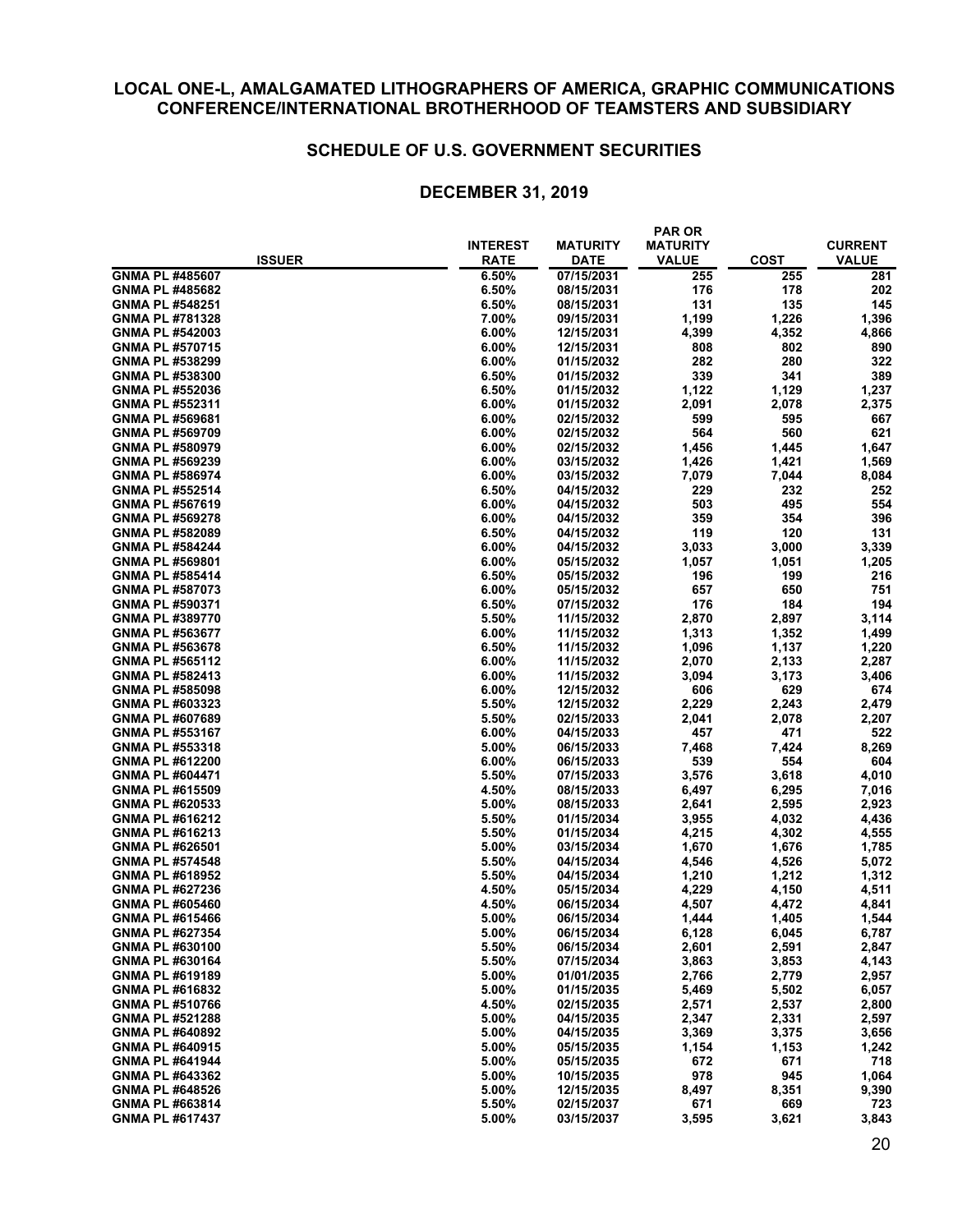**LOCAL ONE-L, AMALGAMATED LITHOGRAPHERS OF AMERICA, GRAPHIC COMMUNICATIONS CONFERENCE/INTERNATIONAL BROTHERHOOD OF TEAMSTERS AND SUBSIDIARY**

**SCHEDULE OF U.S. GOVERNMENT SECURITIES**

**DECEMBER 31, 2019**

| ISSUER | INTEREST RATE | MATURITY DATE | PAR OR MATURITY VALUE | COST | CURRENT VALUE |
|---|---|---|---|---|---|
| GNMA PL #485607 | 6.50% | 07/15/2031 | 255 | 255 | 281 |
| GNMA PL #485682 | 6.50% | 08/15/2031 | 176 | 178 | 202 |
| GNMA PL #548251 | 6.50% | 08/15/2031 | 131 | 135 | 145 |
| GNMA PL #781328 | 7.00% | 09/15/2031 | 1,199 | 1,226 | 1,396 |
| GNMA PL #542003 | 6.00% | 12/15/2031 | 4,399 | 4,352 | 4,866 |
| GNMA PL #570715 | 6.00% | 12/15/2031 | 808 | 802 | 890 |
| GNMA PL #538299 | 6.00% | 01/15/2032 | 282 | 280 | 322 |
| GNMA PL #538300 | 6.50% | 01/15/2032 | 339 | 341 | 389 |
| GNMA PL #552036 | 6.50% | 01/15/2032 | 1,122 | 1,129 | 1,237 |
| GNMA PL #552311 | 6.00% | 01/15/2032 | 2,091 | 2,078 | 2,375 |
| GNMA PL #569681 | 6.00% | 02/15/2032 | 599 | 595 | 667 |
| GNMA PL #569709 | 6.00% | 02/15/2032 | 564 | 560 | 621 |
| GNMA PL #580979 | 6.00% | 02/15/2032 | 1,456 | 1,445 | 1,647 |
| GNMA PL #569239 | 6.00% | 03/15/2032 | 1,426 | 1,421 | 1,569 |
| GNMA PL #586974 | 6.00% | 03/15/2032 | 7,079 | 7,044 | 8,084 |
| GNMA PL #552514 | 6.50% | 04/15/2032 | 229 | 232 | 252 |
| GNMA PL #567619 | 6.00% | 04/15/2032 | 503 | 495 | 554 |
| GNMA PL #569278 | 6.00% | 04/15/2032 | 359 | 354 | 396 |
| GNMA PL #582089 | 6.50% | 04/15/2032 | 119 | 120 | 131 |
| GNMA PL #584244 | 6.00% | 04/15/2032 | 3,033 | 3,000 | 3,339 |
| GNMA PL #569801 | 6.00% | 05/15/2032 | 1,057 | 1,051 | 1,205 |
| GNMA PL #585414 | 6.50% | 05/15/2032 | 196 | 199 | 216 |
| GNMA PL #587073 | 6.00% | 05/15/2032 | 657 | 650 | 751 |
| GNMA PL #590371 | 6.50% | 07/15/2032 | 176 | 184 | 194 |
| GNMA PL #389770 | 5.50% | 11/15/2032 | 2,870 | 2,897 | 3,114 |
| GNMA PL #563677 | 6.00% | 11/15/2032 | 1,313 | 1,352 | 1,499 |
| GNMA PL #563678 | 6.50% | 11/15/2032 | 1,096 | 1,137 | 1,220 |
| GNMA PL #565112 | 6.00% | 11/15/2032 | 2,070 | 2,133 | 2,287 |
| GNMA PL #582413 | 6.00% | 11/15/2032 | 3,094 | 3,173 | 3,406 |
| GNMA PL #585098 | 6.00% | 12/15/2032 | 606 | 629 | 674 |
| GNMA PL #603323 | 5.50% | 12/15/2032 | 2,229 | 2,243 | 2,479 |
| GNMA PL #607689 | 5.50% | 02/15/2033 | 2,041 | 2,078 | 2,207 |
| GNMA PL #553167 | 6.00% | 04/15/2033 | 457 | 471 | 522 |
| GNMA PL #553318 | 5.00% | 06/15/2033 | 7,468 | 7,424 | 8,269 |
| GNMA PL #612200 | 6.00% | 06/15/2033 | 539 | 554 | 604 |
| GNMA PL #604471 | 5.50% | 07/15/2033 | 3,576 | 3,618 | 4,010 |
| GNMA PL #615509 | 4.50% | 08/15/2033 | 6,497 | 6,295 | 7,016 |
| GNMA PL #620533 | 5.00% | 08/15/2033 | 2,641 | 2,595 | 2,923 |
| GNMA PL #616212 | 5.50% | 01/15/2034 | 3,955 | 4,032 | 4,436 |
| GNMA PL #616213 | 5.50% | 01/15/2034 | 4,215 | 4,302 | 4,555 |
| GNMA PL #626501 | 5.00% | 03/15/2034 | 1,670 | 1,676 | 1,785 |
| GNMA PL #574548 | 5.50% | 04/15/2034 | 4,546 | 4,526 | 5,072 |
| GNMA PL #618952 | 5.50% | 04/15/2034 | 1,210 | 1,212 | 1,312 |
| GNMA PL #627236 | 4.50% | 05/15/2034 | 4,229 | 4,150 | 4,511 |
| GNMA PL #605460 | 4.50% | 06/15/2034 | 4,507 | 4,472 | 4,841 |
| GNMA PL #615466 | 5.00% | 06/15/2034 | 1,444 | 1,405 | 1,544 |
| GNMA PL #627354 | 5.00% | 06/15/2034 | 6,128 | 6,045 | 6,787 |
| GNMA PL #630100 | 5.50% | 06/15/2034 | 2,601 | 2,591 | 2,847 |
| GNMA PL #630164 | 5.50% | 07/15/2034 | 3,863 | 3,853 | 4,143 |
| GNMA PL #619189 | 5.00% | 01/01/2035 | 2,766 | 2,779 | 2,957 |
| GNMA PL #616832 | 5.00% | 01/15/2035 | 5,469 | 5,502 | 6,057 |
| GNMA PL #510766 | 4.50% | 02/15/2035 | 2,571 | 2,537 | 2,800 |
| GNMA PL #521288 | 5.00% | 04/15/2035 | 2,347 | 2,331 | 2,597 |
| GNMA PL #640892 | 5.00% | 04/15/2035 | 3,369 | 3,375 | 3,656 |
| GNMA PL #640915 | 5.00% | 05/15/2035 | 1,154 | 1,153 | 1,242 |
| GNMA PL #641944 | 5.00% | 05/15/2035 | 672 | 671 | 718 |
| GNMA PL #643362 | 5.00% | 10/15/2035 | 978 | 945 | 1,064 |
| GNMA PL #648526 | 5.00% | 12/15/2035 | 8,497 | 8,351 | 9,390 |
| GNMA PL #663814 | 5.50% | 02/15/2037 | 671 | 669 | 723 |
| GNMA PL #617437 | 5.00% | 03/15/2037 | 3,595 | 3,621 | 3,843 |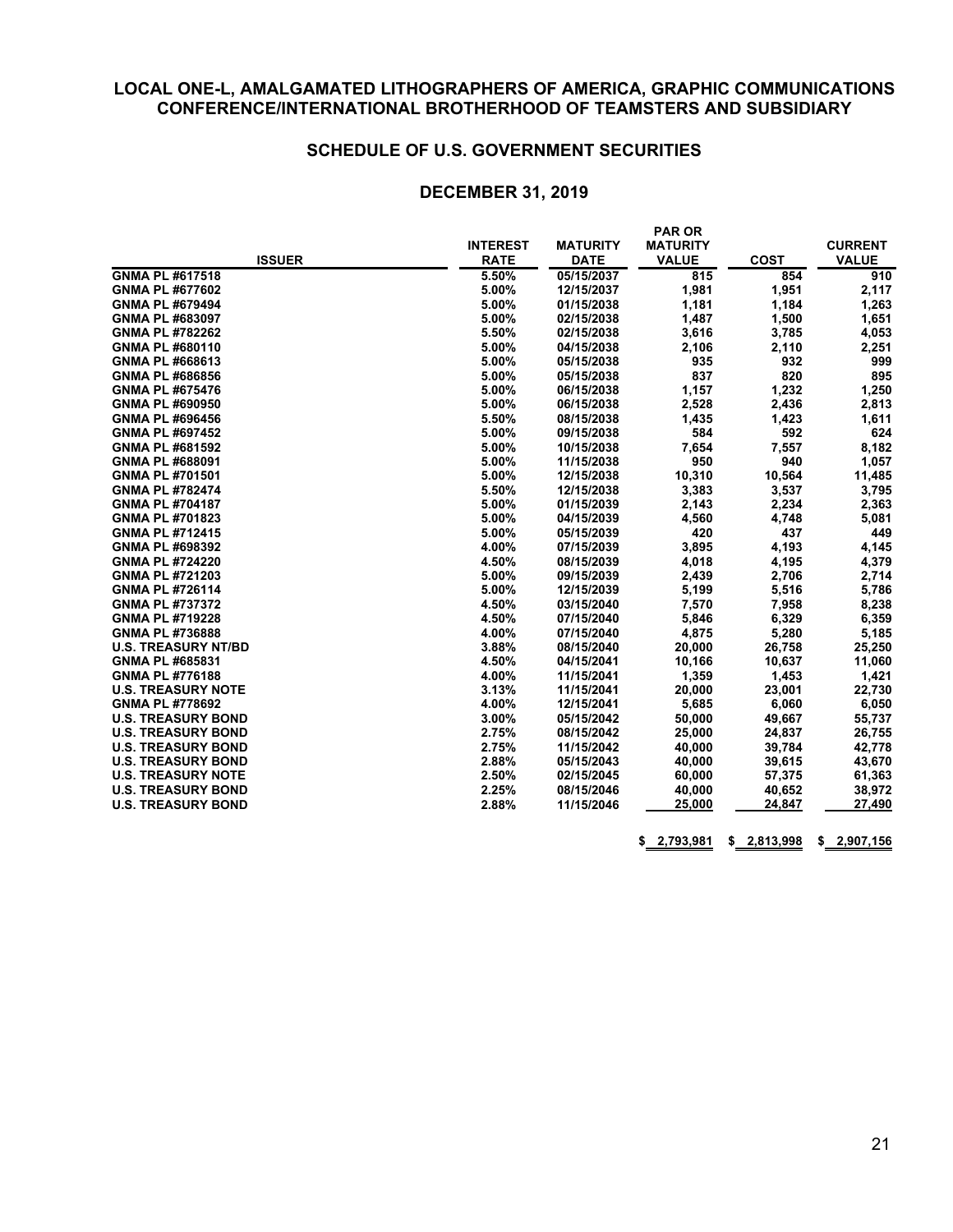# LOCAL ONE-L, AMALGAMATED LITHOGRAPHERS OF AMERICA, GRAPHIC COMMUNICATIONS CONFERENCE/INTERNATIONAL BROTHERHOOD OF TEAMSTERS AND SUBSIDIARY

## SCHEDULE OF U.S. GOVERNMENT SECURITIES

## DECEMBER 31, 2019

| ISSUER | INTEREST RATE | MATURITY DATE | PAR OR MATURITY VALUE | COST | CURRENT VALUE |
|---|---|---|---|---|---|
| GNMA PL #617518 | 5.50% | 05/15/2037 | 815 | 854 | 910 |
| GNMA PL #677602 | 5.00% | 12/15/2037 | 1,981 | 1,951 | 2,117 |
| GNMA PL #679494 | 5.00% | 01/15/2038 | 1,181 | 1,184 | 1,263 |
| GNMA PL #683097 | 5.00% | 02/15/2038 | 1,487 | 1,500 | 1,651 |
| GNMA PL #782262 | 5.50% | 02/15/2038 | 3,616 | 3,785 | 4,053 |
| GNMA PL #680110 | 5.00% | 04/15/2038 | 2,106 | 2,110 | 2,251 |
| GNMA PL #668613 | 5.00% | 05/15/2038 | 935 | 932 | 999 |
| GNMA PL #686856 | 5.00% | 05/15/2038 | 837 | 820 | 895 |
| GNMA PL #675476 | 5.00% | 06/15/2038 | 1,157 | 1,232 | 1,250 |
| GNMA PL #690950 | 5.00% | 06/15/2038 | 2,528 | 2,436 | 2,813 |
| GNMA PL #696456 | 5.50% | 08/15/2038 | 1,435 | 1,423 | 1,611 |
| GNMA PL #697452 | 5.00% | 09/15/2038 | 584 | 592 | 624 |
| GNMA PL #681592 | 5.00% | 10/15/2038 | 7,654 | 7,557 | 8,182 |
| GNMA PL #688091 | 5.00% | 11/15/2038 | 950 | 940 | 1,057 |
| GNMA PL #701501 | 5.00% | 12/15/2038 | 10,310 | 10,564 | 11,485 |
| GNMA PL #782474 | 5.50% | 12/15/2038 | 3,383 | 3,537 | 3,795 |
| GNMA PL #704187 | 5.00% | 01/15/2039 | 2,143 | 2,234 | 2,363 |
| GNMA PL #701823 | 5.00% | 04/15/2039 | 4,560 | 4,748 | 5,081 |
| GNMA PL #712415 | 5.00% | 05/15/2039 | 420 | 437 | 449 |
| GNMA PL #698392 | 4.00% | 07/15/2039 | 3,895 | 4,193 | 4,145 |
| GNMA PL #724220 | 4.50% | 08/15/2039 | 4,018 | 4,195 | 4,379 |
| GNMA PL #721203 | 5.00% | 09/15/2039 | 2,439 | 2,706 | 2,714 |
| GNMA PL #726114 | 5.00% | 12/15/2039 | 5,199 | 5,516 | 5,786 |
| GNMA PL #737372 | 4.50% | 03/15/2040 | 7,570 | 7,958 | 8,238 |
| GNMA PL #719228 | 4.50% | 07/15/2040 | 5,846 | 6,329 | 6,359 |
| GNMA PL #736888 | 4.00% | 07/15/2040 | 4,875 | 5,280 | 5,185 |
| U.S. TREASURY NT/BD | 3.88% | 08/15/2040 | 20,000 | 26,758 | 25,250 |
| GNMA PL #685831 | 4.50% | 04/15/2041 | 10,166 | 10,637 | 11,060 |
| GNMA PL #776188 | 4.00% | 11/15/2041 | 1,359 | 1,453 | 1,421 |
| U.S. TREASURY NOTE | 3.13% | 11/15/2041 | 20,000 | 23,001 | 22,730 |
| GNMA PL #778692 | 4.00% | 12/15/2041 | 5,685 | 6,060 | 6,050 |
| U.S. TREASURY BOND | 3.00% | 05/15/2042 | 50,000 | 49,667 | 55,737 |
| U.S. TREASURY BOND | 2.75% | 08/15/2042 | 25,000 | 24,837 | 26,755 |
| U.S. TREASURY BOND | 2.75% | 11/15/2042 | 40,000 | 39,784 | 42,778 |
| U.S. TREASURY BOND | 2.88% | 05/15/2043 | 40,000 | 39,615 | 43,670 |
| U.S. TREASURY NOTE | 2.50% | 02/15/2045 | 60,000 | 57,375 | 61,363 |
| U.S. TREASURY BOND | 2.25% | 08/15/2046 | 40,000 | 40,652 | 38,972 |
| U.S. TREASURY BOND | 2.88% | 11/15/2046 | 25,000 | 24,847 | 27,490 |
| | | | $ 2,793,981 | $ 2,813,998 | $ 2,907,156 |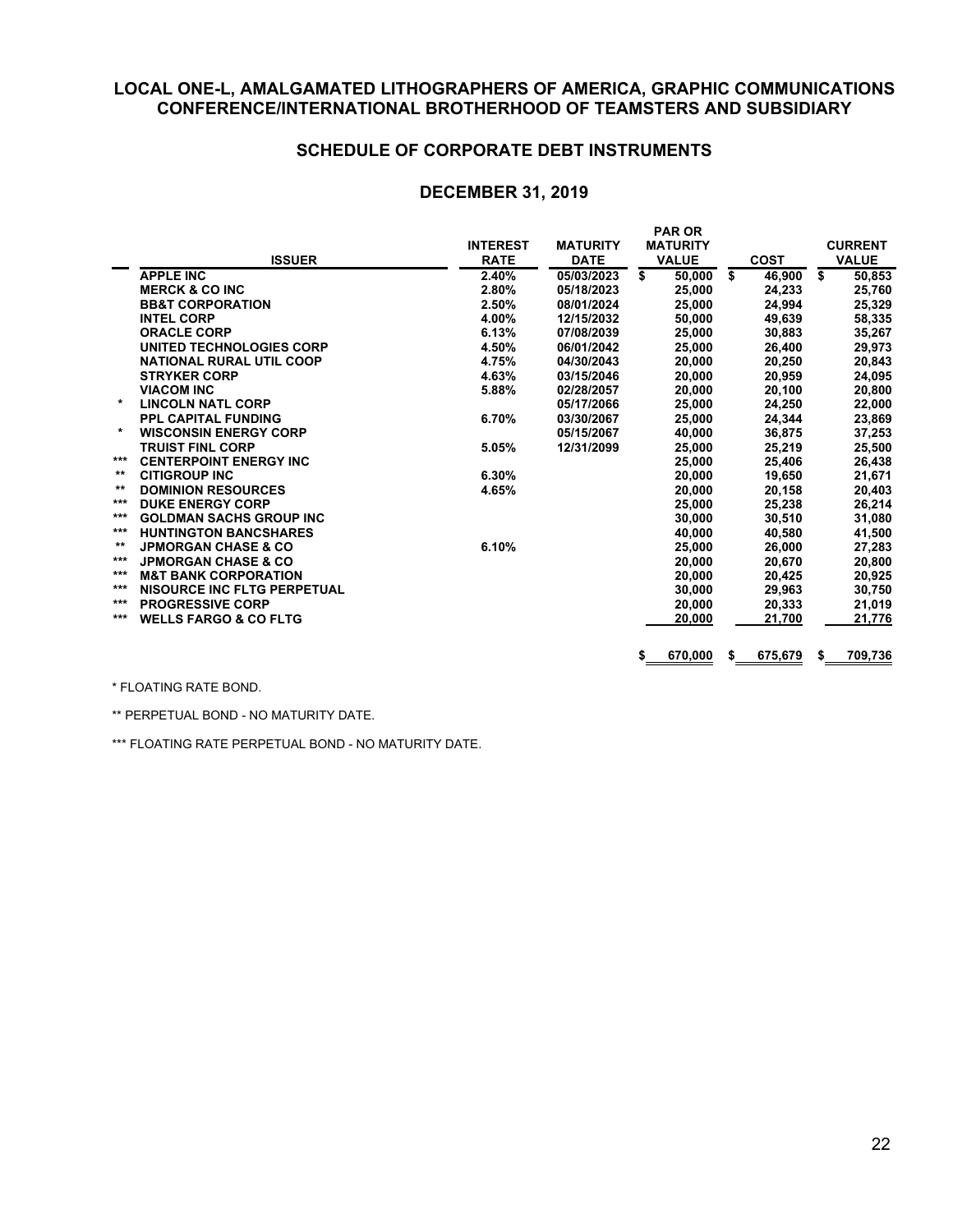# LOCAL ONE-L, AMALGAMATED LITHOGRAPHERS OF AMERICA, GRAPHIC COMMUNICATIONS CONFERENCE/INTERNATIONAL BROTHERHOOD OF TEAMSTERS AND SUBSIDIARY

## SCHEDULE OF CORPORATE DEBT INSTRUMENTS

## DECEMBER 31, 2019

| | ISSUER | INTEREST RATE | MATURITY DATE | PAR OR MATURITY VALUE | COST | CURRENT VALUE |
|---|---|---|---|---|---|---|
| | APPLE INC | 2.40% | 05/03/2023 | $ 50,000 | $ 46,900 | $ 50,853 |
| | MERCK & CO INC | 2.80% | 05/18/2023 | 25,000 | 24,233 | 25,760 |
| | BB&T CORPORATION | 2.50% | 08/01/2024 | 25,000 | 24,994 | 25,329 |
| | INTEL CORP | 4.00% | 12/15/2032 | 50,000 | 49,639 | 58,335 |
| | ORACLE CORP | 6.13% | 07/08/2039 | 25,000 | 30,883 | 35,267 |
| | UNITED TECHNOLOGIES CORP | 4.50% | 06/01/2042 | 25,000 | 26,400 | 29,973 |
| | NATIONAL RURAL UTIL COOP | 4.75% | 04/30/2043 | 20,000 | 20,250 | 20,843 |
| | STRYKER CORP | 4.63% | 03/15/2046 | 20,000 | 20,959 | 24,095 |
| | VIACOM INC | 5.88% | 02/28/2057 | 20,000 | 20,100 | 20,800 |
| * | LINCOLN NATL CORP | | 05/17/2066 | 25,000 | 24,250 | 22,000 |
| | PPL CAPITAL FUNDING | 6.70% | 03/30/2067 | 25,000 | 24,344 | 23,869 |
| * | WISCONSIN ENERGY CORP | | 05/15/2067 | 40,000 | 36,875 | 37,253 |
| | TRUIST FINL CORP | 5.05% | 12/31/2099 | 25,000 | 25,219 | 25,500 |
| *** | CENTERPOINT ENERGY INC | | | 25,000 | 25,406 | 26,438 |
| ** | CITIGROUP INC | 6.30% | | 20,000 | 19,650 | 21,671 |
| ** | DOMINION RESOURCES | 4.65% | | 20,000 | 20,158 | 20,403 |
| *** | DUKE ENERGY CORP | | | 25,000 | 25,238 | 26,214 |
| *** | GOLDMAN SACHS GROUP INC | | | 30,000 | 30,510 | 31,080 |
| *** | HUNTINGTON BANCSHARES | | | 40,000 | 40,580 | 41,500 |
| ** | JPMORGAN CHASE & CO | 6.10% | | 25,000 | 26,000 | 27,283 |
| *** | JPMORGAN CHASE & CO | | | 20,000 | 20,670 | 20,800 |
| *** | M&T BANK CORPORATION | | | 20,000 | 20,425 | 20,925 |
| *** | NISOURCE INC FLTG PERPETUAL | | | 30,000 | 29,963 | 30,750 |
| *** | PROGRESSIVE CORP | | | 20,000 | 20,333 | 21,019 |
| *** | WELLS FARGO & CO FLTG | | | 20,000 | 21,700 | 21,776 |
| | | | | $ 670,000 | $ 675,679 | $ 709,736 |

* FLOATING RATE BOND.

** PERPETUAL BOND - NO MATURITY DATE.

*** FLOATING RATE PERPETUAL BOND - NO MATURITY DATE.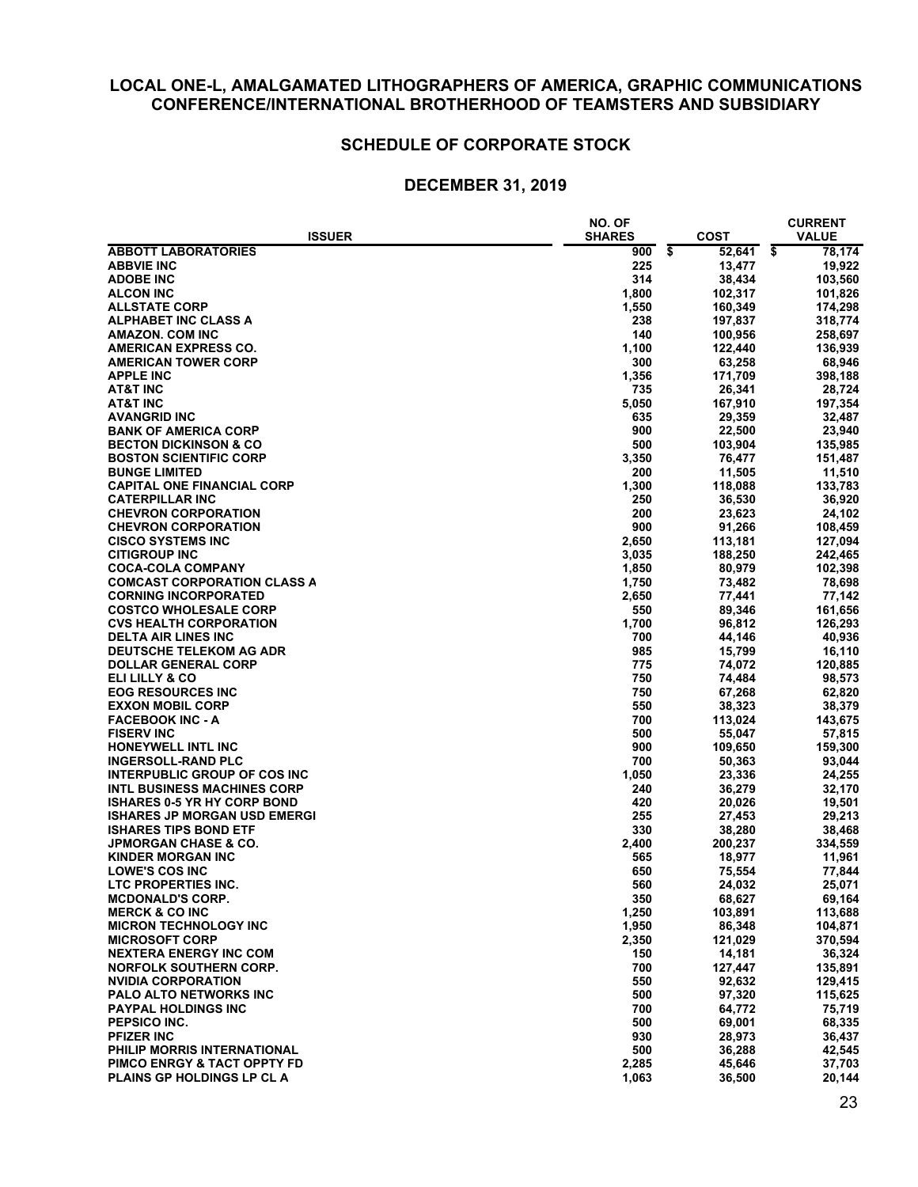## LOCAL ONE-L, AMALGAMATED LITHOGRAPHERS OF AMERICA, GRAPHIC COMMUNICATIONS CONFERENCE/INTERNATIONAL BROTHERHOOD OF TEAMSTERS AND SUBSIDIARY

### SCHEDULE OF CORPORATE STOCK

### DECEMBER 31, 2019

| ISSUER | NO. OF SHARES | COST | CURRENT VALUE |
|---|---|---|---|
| ABBOTT LABORATORIES | 900 | $ 52,641 | $ 78,174 |
| ABBVIE INC | 225 | 13,477 | 19,922 |
| ADOBE INC | 314 | 38,434 | 103,560 |
| ALCON INC | 1,800 | 102,317 | 101,826 |
| ALLSTATE CORP | 1,550 | 160,349 | 174,298 |
| ALPHABET INC CLASS A | 238 | 197,837 | 318,774 |
| AMAZON. COM INC | 140 | 100,956 | 258,697 |
| AMERICAN EXPRESS CO. | 1,100 | 122,440 | 136,939 |
| AMERICAN TOWER CORP | 300 | 63,258 | 68,946 |
| APPLE INC | 1,356 | 171,709 | 398,188 |
| AT&T INC | 735 | 26,341 | 28,724 |
| AT&T INC | 5,050 | 167,910 | 197,354 |
| AVANGRID INC | 635 | 29,359 | 32,487 |
| BANK OF AMERICA CORP | 900 | 22,500 | 23,940 |
| BECTON DICKINSON & CO | 500 | 103,904 | 135,985 |
| BOSTON SCIENTIFIC CORP | 3,350 | 76,477 | 151,487 |
| BUNGE LIMITED | 200 | 11,505 | 11,510 |
| CAPITAL ONE FINANCIAL CORP | 1,300 | 118,088 | 133,783 |
| CATERPILLAR INC | 250 | 36,530 | 36,920 |
| CHEVRON CORPORATION | 200 | 23,623 | 24,102 |
| CHEVRON CORPORATION | 900 | 91,266 | 108,459 |
| CISCO SYSTEMS INC | 2,650 | 113,181 | 127,094 |
| CITIGROUP INC | 3,035 | 188,250 | 242,465 |
| COCA-COLA COMPANY | 1,850 | 80,979 | 102,398 |
| COMCAST CORPORATION CLASS A | 1,750 | 73,482 | 78,698 |
| CORNING INCORPORATED | 2,650 | 77,441 | 77,142 |
| COSTCO WHOLESALE CORP | 550 | 89,346 | 161,656 |
| CVS HEALTH CORPORATION | 1,700 | 96,812 | 126,293 |
| DELTA AIR LINES INC | 700 | 44,146 | 40,936 |
| DEUTSCHE TELEKOM AG ADR | 985 | 15,799 | 16,110 |
| DOLLAR GENERAL CORP | 775 | 74,072 | 120,885 |
| ELI LILLY & CO | 750 | 74,484 | 98,573 |
| EOG RESOURCES INC | 750 | 67,268 | 62,820 |
| EXXON MOBIL CORP | 550 | 38,323 | 38,379 |
| FACEBOOK INC - A | 700 | 113,024 | 143,675 |
| FISERV INC | 500 | 55,047 | 57,815 |
| HONEYWELL INTL INC | 900 | 109,650 | 159,300 |
| INGERSOLL-RAND PLC | 700 | 50,363 | 93,044 |
| INTERPUBLIC GROUP OF COS INC | 1,050 | 23,336 | 24,255 |
| INTL BUSINESS MACHINES CORP | 240 | 36,279 | 32,170 |
| ISHARES 0-5 YR HY CORP BOND | 420 | 20,026 | 19,501 |
| ISHARES JP MORGAN USD EMERGI | 255 | 27,453 | 29,213 |
| ISHARES TIPS BOND ETF | 330 | 38,280 | 38,468 |
| JPMORGAN CHASE & CO. | 2,400 | 200,237 | 334,559 |
| KINDER MORGAN INC | 565 | 18,977 | 11,961 |
| LOWE'S COS INC | 650 | 75,554 | 77,844 |
| LTC PROPERTIES INC. | 560 | 24,032 | 25,071 |
| MCDONALD'S CORP. | 350 | 68,627 | 69,164 |
| MERCK & CO INC | 1,250 | 103,891 | 113,688 |
| MICRON TECHNOLOGY INC | 1,950 | 86,348 | 104,871 |
| MICROSOFT CORP | 2,350 | 121,029 | 370,594 |
| NEXTERA ENERGY INC COM | 150 | 14,181 | 36,324 |
| NORFOLK SOUTHERN CORP. | 700 | 127,447 | 135,891 |
| NVIDIA CORPORATION | 550 | 92,632 | 129,415 |
| PALO ALTO NETWORKS INC | 500 | 97,320 | 115,625 |
| PAYPAL HOLDINGS INC | 700 | 64,772 | 75,719 |
| PEPSICO INC. | 500 | 69,001 | 68,335 |
| PFIZER INC | 930 | 28,973 | 36,437 |
| PHILIP MORRIS INTERNATIONAL | 500 | 36,288 | 42,545 |
| PIMCO ENRGY & TACT OPPTY FD | 2,285 | 45,646 | 37,703 |
| PLAINS GP HOLDINGS LP CL A | 1,063 | 36,500 | 20,144 |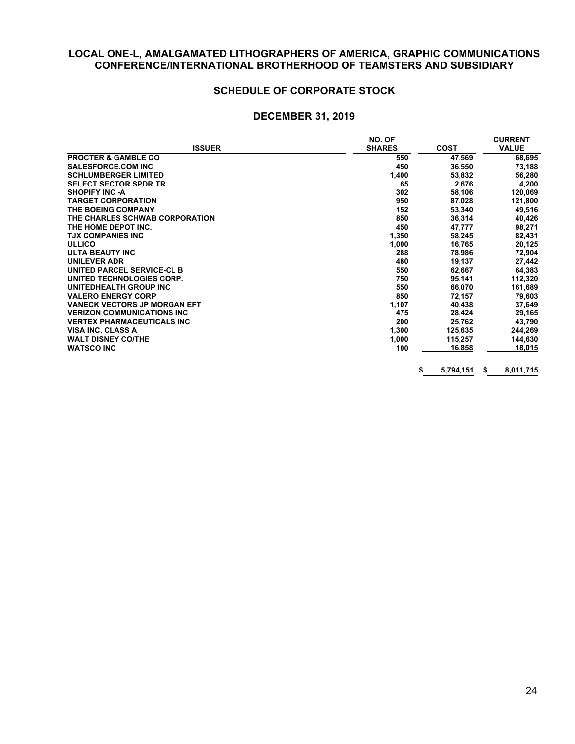## LOCAL ONE-L, AMALGAMATED LITHOGRAPHERS OF AMERICA, GRAPHIC COMMUNICATIONS CONFERENCE/INTERNATIONAL BROTHERHOOD OF TEAMSTERS AND SUBSIDIARY

### SCHEDULE OF CORPORATE STOCK

### DECEMBER 31, 2019

| ISSUER | NO. OF SHARES | COST | CURRENT VALUE |
|---|---|---|---|
| PROCTER & GAMBLE CO | 550 | 47,569 | 68,695 |
| SALESFORCE.COM INC | 450 | 36,550 | 73,188 |
| SCHLUMBERGER LIMITED | 1,400 | 53,832 | 56,280 |
| SELECT SECTOR SPDR TR | 65 | 2,676 | 4,200 |
| SHOPIFY INC -A | 302 | 58,106 | 120,069 |
| TARGET CORPORATION | 950 | 87,028 | 121,800 |
| THE BOEING COMPANY | 152 | 53,340 | 49,516 |
| THE CHARLES SCHWAB CORPORATION | 850 | 36,314 | 40,426 |
| THE HOME DEPOT INC. | 450 | 47,777 | 98,271 |
| TJX COMPANIES INC | 1,350 | 58,245 | 82,431 |
| ULLICO | 1,000 | 16,765 | 20,125 |
| ULTA BEAUTY INC | 288 | 78,986 | 72,904 |
| UNILEVER ADR | 480 | 19,137 | 27,442 |
| UNITED PARCEL SERVICE-CL B | 550 | 62,667 | 64,383 |
| UNITED TECHNOLOGIES CORP. | 750 | 95,141 | 112,320 |
| UNITEDHEALTH GROUP INC | 550 | 66,070 | 161,689 |
| VALERO ENERGY CORP | 850 | 72,157 | 79,603 |
| VANECK VECTORS JP MORGAN EFT | 1,107 | 40,438 | 37,649 |
| VERIZON COMMUNICATIONS INC | 475 | 28,424 | 29,165 |
| VERTEX PHARMACEUTICALS INC | 200 | 25,762 | 43,790 |
| VISA INC. CLASS A | 1,300 | 125,635 | 244,269 |
| WALT DISNEY CO/THE | 1,000 | 115,257 | 144,630 |
| WATSCO INC | 100 | 16,858 | 18,015 |
| | | $ 5,794,151 | $ 8,011,715 |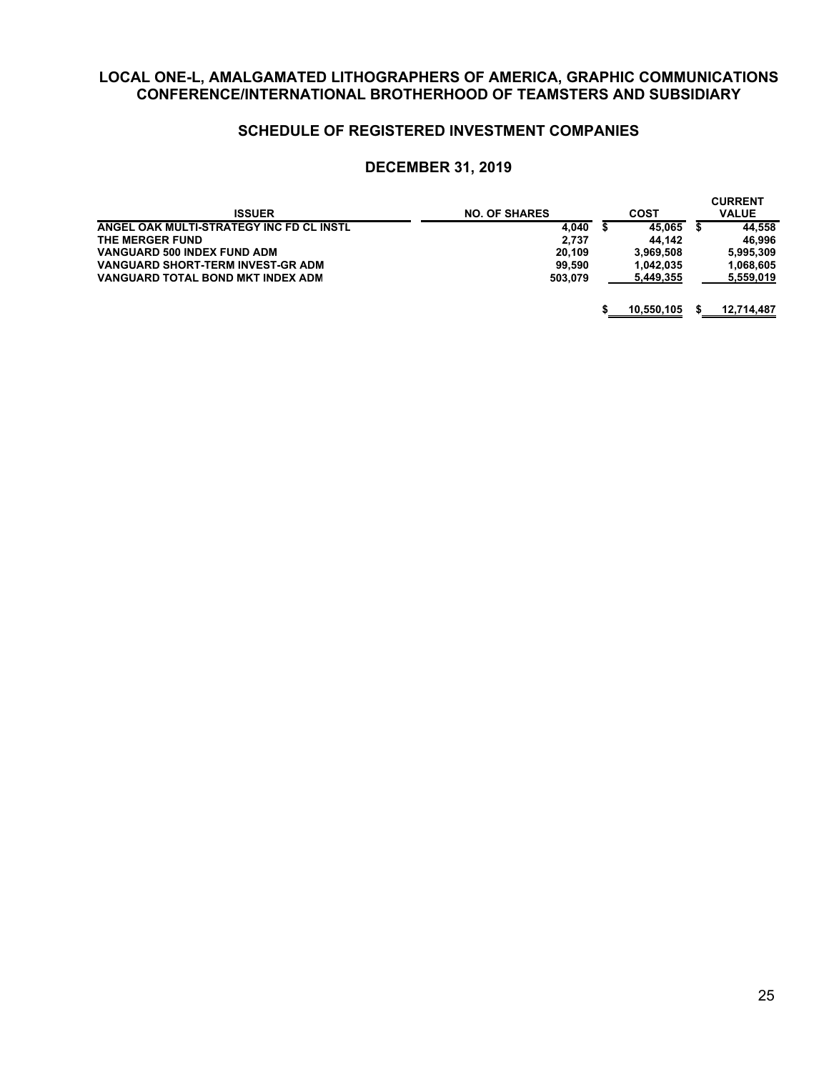## LOCAL ONE-L, AMALGAMATED LITHOGRAPHERS OF AMERICA, GRAPHIC COMMUNICATIONS CONFERENCE/INTERNATIONAL BROTHERHOOD OF TEAMSTERS AND SUBSIDIARY

### SCHEDULE OF REGISTERED INVESTMENT COMPANIES

### DECEMBER 31, 2019

| ISSUER | NO. OF SHARES | COST | CURRENT VALUE |
|---|---|---|---|
| ANGEL OAK MULTI-STRATEGY INC FD CL INSTL | 4,040 | $ 45,065 | $ 44,558 |
| THE MERGER FUND | 2,737 | 44,142 | 46,996 |
| VANGUARD 500 INDEX FUND ADM | 20,109 | 3,969,508 | 5,995,309 |
| VANGUARD SHORT-TERM INVEST-GR ADM | 99,590 | 1,042,035 | 1,068,605 |
| VANGUARD TOTAL BOND MKT INDEX ADM | 503,079 | 5,449,355 | 5,559,019 |
| | | $ 10,550,105 | $ 12,714,487 |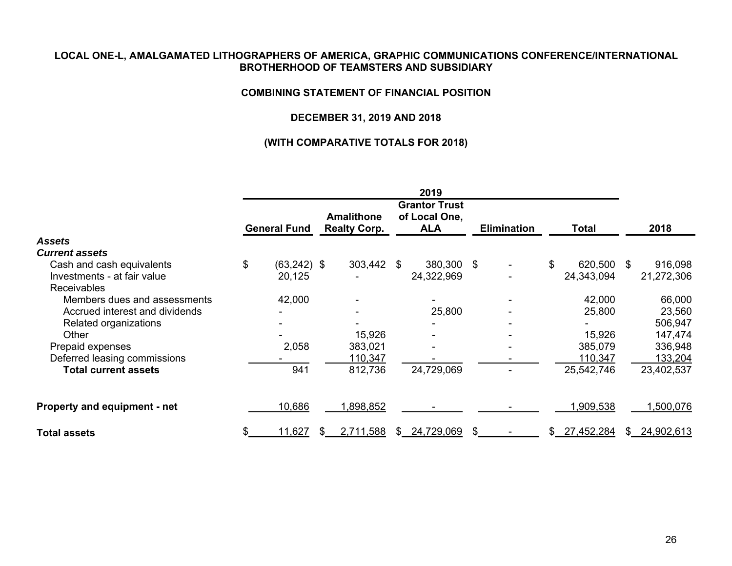**LOCAL ONE-L, AMALGAMATED LITHOGRAPHERS OF AMERICA, GRAPHIC COMMUNICATIONS CONFERENCE/INTERNATIONAL BROTHERHOOD OF TEAMSTERS AND SUBSIDIARY**

**COMBINING STATEMENT OF FINANCIAL POSITION**

**DECEMBER 31, 2019 AND 2018**

**(WITH COMPARATIVE TOTALS FOR 2018)**

| | 2019 | | | | | |
|---|---|---|---|---|---|---|
| | General Fund | Amalithone Realty Corp. | Grantor Trust of Local One, ALA | Elimination | Total | 2018 |
| ***Assets*** | | | | | | |
| ***Current assets*** | | | | | | |
| Cash and cash equivalents | $ (63,242) | $ 303,442 | $ 380,300 | $ - | $ 620,500 | $ 916,098 |
| Investments - at fair value | 20,125 | - | 24,322,969 | - | 24,343,094 | 21,272,306 |
| Receivables | | | | | | |
| Members dues and assessments | 42,000 | - | - | - | 42,000 | 66,000 |
| Accrued interest and dividends | - | - | 25,800 | - | 25,800 | 23,560 |
| Related organizations | - | - | - | - | - | 506,947 |
| Other | - | 15,926 | - | - | 15,926 | 147,474 |
| Prepaid expenses | 2,058 | 383,021 | - | - | 385,079 | 336,948 |
| Deferred leasing commissions | - | 110,347 | - | - | 110,347 | 133,204 |
| **Total current assets** | 941 | 812,736 | 24,729,069 | - | 25,542,746 | 23,402,537 |
| **Property and equipment - net** | 10,686 | 1,898,852 | - | - | 1,909,538 | 1,500,076 |
| **Total assets** | $ 11,627 | $ 2,711,588 | $ 24,729,069 | $ - | $ 27,452,284 | $ 24,902,613 |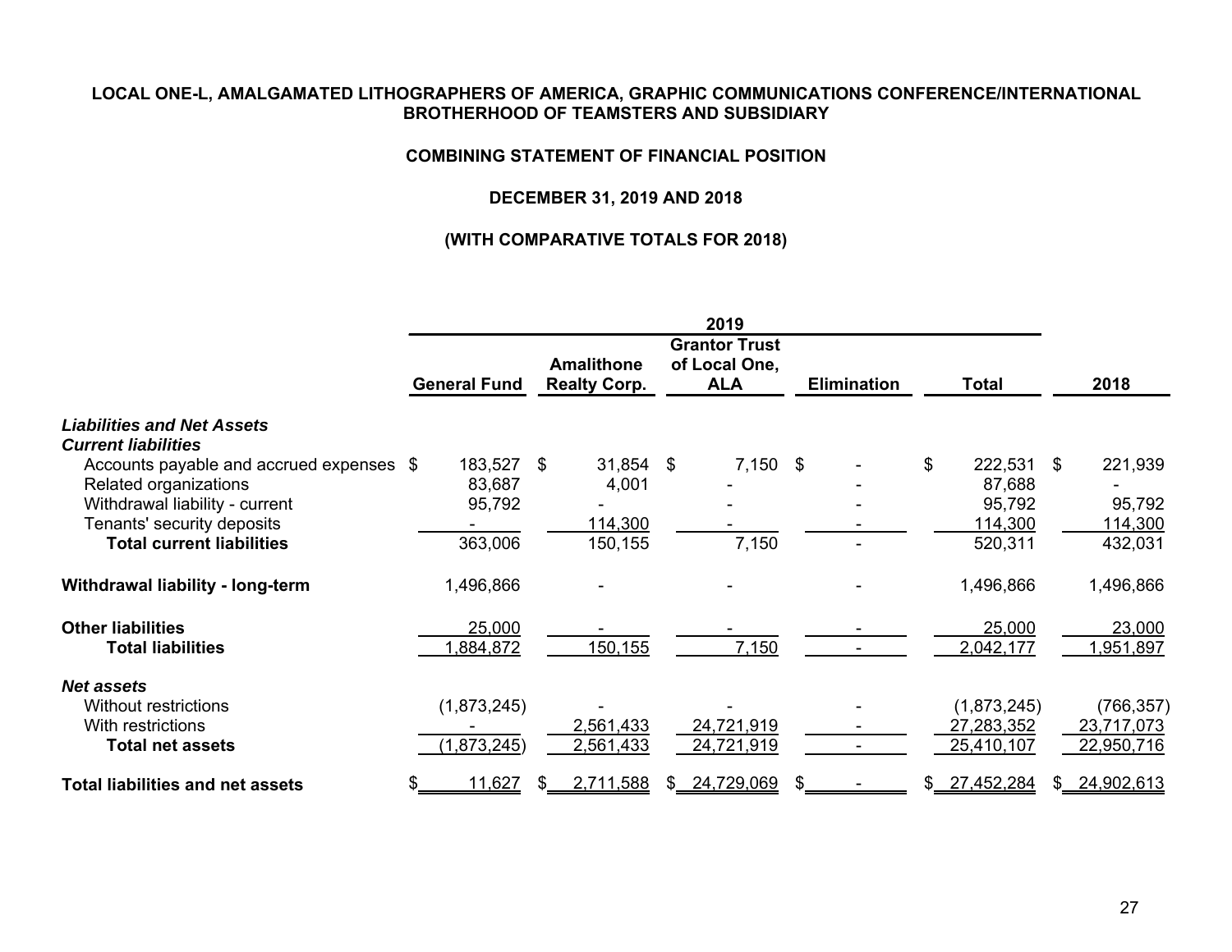**LOCAL ONE-L, AMALGAMATED LITHOGRAPHERS OF AMERICA, GRAPHIC COMMUNICATIONS CONFERENCE/INTERNATIONAL BROTHERHOOD OF TEAMSTERS AND SUBSIDIARY**

**COMBINING STATEMENT OF FINANCIAL POSITION**

**DECEMBER 31, 2019 AND 2018**

**(WITH COMPARATIVE TOTALS FOR 2018)**

| | 2019 | | | | | |
|---|---|---|---|---|---|---|
| | General Fund | Amalithone Realty Corp. | Grantor Trust of Local One, ALA | Elimination | Total | 2018 |
| ***Liabilities and Net Assets*** | | | | | | |
| ***Current liabilities*** | | | | | | |
| Accounts payable and accrued expenses | $ 183,527 | $ 31,854 | $ 7,150 | $ - | $ 222,531 | $ 221,939 |
| Related organizations | 83,687 | 4,001 | - | - | 87,688 | - |
| Withdrawal liability - current | 95,792 | - | - | - | 95,792 | 95,792 |
| Tenants' security deposits | - | 114,300 | - | - | 114,300 | 114,300 |
| **Total current liabilities** | 363,006 | 150,155 | 7,150 | - | 520,311 | 432,031 |
| **Withdrawal liability - long-term** | 1,496,866 | - | - | - | 1,496,866 | 1,496,866 |
| **Other liabilities** | 25,000 | - | - | - | 25,000 | 23,000 |
| **Total liabilities** | 1,884,872 | 150,155 | 7,150 | - | 2,042,177 | 1,951,897 |
| ***Net assets*** | | | | | | |
| Without restrictions | (1,873,245) | - | - | - | (1,873,245) | (766,357) |
| With restrictions | - | 2,561,433 | 24,721,919 | - | 27,283,352 | 23,717,073 |
| **Total net assets** | (1,873,245) | 2,561,433 | 24,721,919 | - | 25,410,107 | 22,950,716 |
| **Total liabilities and net assets** | $ 11,627 | $ 2,711,588 | $ 24,729,069 | $ - | $ 27,452,284 | $ 24,902,613 |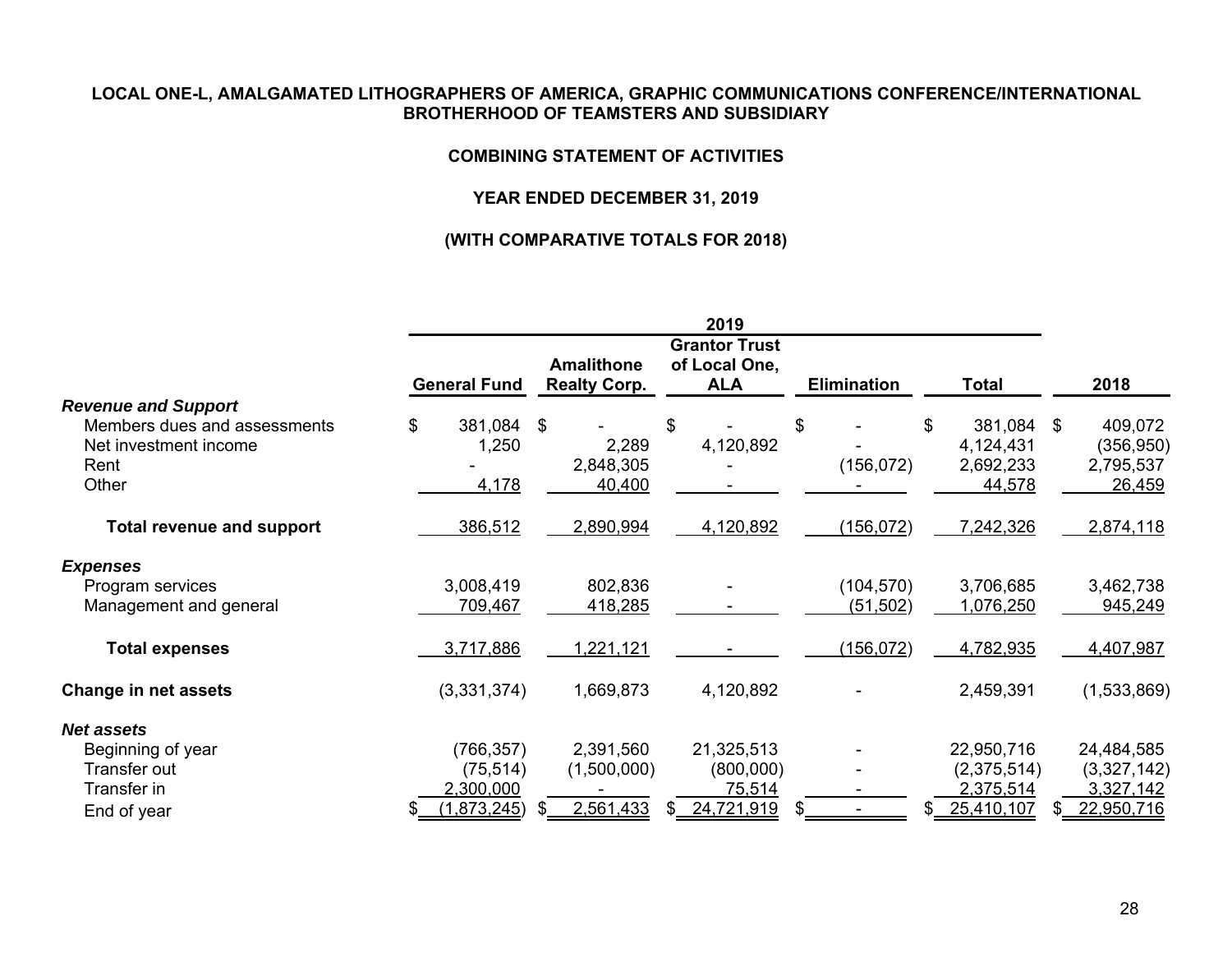**LOCAL ONE-L, AMALGAMATED LITHOGRAPHERS OF AMERICA, GRAPHIC COMMUNICATIONS CONFERENCE/INTERNATIONAL BROTHERHOOD OF TEAMSTERS AND SUBSIDIARY**

**COMBINING STATEMENT OF ACTIVITIES**

**YEAR ENDED DECEMBER 31, 2019**

**(WITH COMPARATIVE TOTALS FOR 2018)**

| | 2019 | | | | | |
|---|---|---|---|---|---|---|
| | **General Fund** | **Amalithone Realty Corp.** | **Grantor Trust of Local One, ALA** | **Elimination** | **Total** | **2018** |
| ***Revenue and Support*** | | | | | | |
| Members dues and assessments | $ 381,084 | $ - | $ - | $ - | $ 381,084 | $ 409,072 |
| Net investment income | 1,250 | 2,289 | 4,120,892 | - | 4,124,431 | (356,950) |
| Rent | - | 2,848,305 | - | (156,072) | 2,692,233 | 2,795,537 |
| Other | 4,178 | 40,400 | - | - | 44,578 | 26,459 |
| **Total revenue and support** | 386,512 | 2,890,994 | 4,120,892 | (156,072) | 7,242,326 | 2,874,118 |
| ***Expenses*** | | | | | | |
| Program services | 3,008,419 | 802,836 | - | (104,570) | 3,706,685 | 3,462,738 |
| Management and general | 709,467 | 418,285 | - | (51,502) | 1,076,250 | 945,249 |
| **Total expenses** | 3,717,886 | 1,221,121 | - | (156,072) | 4,782,935 | 4,407,987 |
| **Change in net assets** | (3,331,374) | 1,669,873 | 4,120,892 | - | 2,459,391 | (1,533,869) |
| ***Net assets*** | | | | | | |
| Beginning of year | (766,357) | 2,391,560 | 21,325,513 | - | 22,950,716 | 24,484,585 |
| Transfer out | (75,514) | (1,500,000) | (800,000) | - | (2,375,514) | (3,327,142) |
| Transfer in | 2,300,000 | - | 75,514 | - | 2,375,514 | 3,327,142 |
| End of year | $ (1,873,245) | $ 2,561,433 | $ 24,721,919 | $ - | $ 25,410,107 | $ 22,950,716 |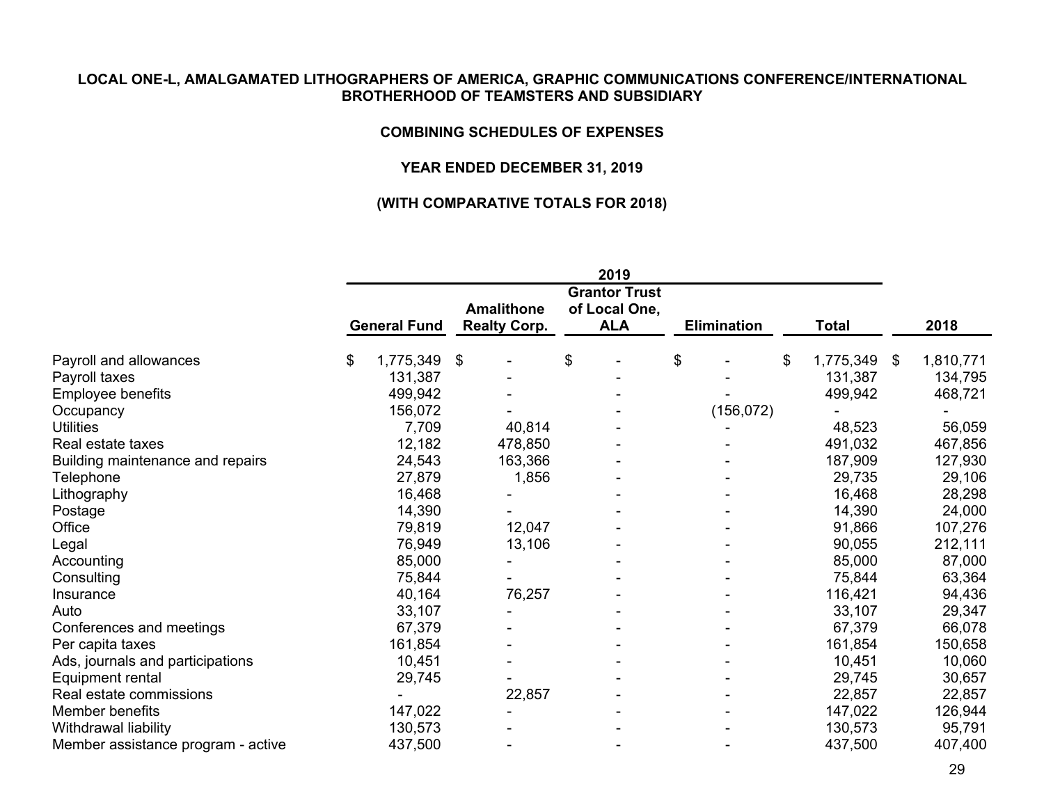**LOCAL ONE-L, AMALGAMATED LITHOGRAPHERS OF AMERICA, GRAPHIC COMMUNICATIONS CONFERENCE/INTERNATIONAL BROTHERHOOD OF TEAMSTERS AND SUBSIDIARY**

**COMBINING SCHEDULES OF EXPENSES**

**YEAR ENDED DECEMBER 31, 2019**

**(WITH COMPARATIVE TOTALS FOR 2018)**

| | 2019 | | | | | |
|---|---|---|---|---|---|---|
| | General Fund | Amalithone Realty Corp. | Grantor Trust of Local One, ALA | Elimination | Total | 2018 |
| Payroll and allowances | $ 1,775,349 | $ - | $ - | $ - | $ 1,775,349 | $ 1,810,771 |
| Payroll taxes | 131,387 | - | - | - | 131,387 | 134,795 |
| Employee benefits | 499,942 | - | - | - | 499,942 | 468,721 |
| Occupancy | 156,072 | - | - | (156,072) | - | - |
| Utilities | 7,709 | 40,814 | - | - | 48,523 | 56,059 |
| Real estate taxes | 12,182 | 478,850 | - | - | 491,032 | 467,856 |
| Building maintenance and repairs | 24,543 | 163,366 | - | - | 187,909 | 127,930 |
| Telephone | 27,879 | 1,856 | - | - | 29,735 | 29,106 |
| Lithography | 16,468 | - | - | - | 16,468 | 28,298 |
| Postage | 14,390 | - | - | - | 14,390 | 24,000 |
| Office | 79,819 | 12,047 | - | - | 91,866 | 107,276 |
| Legal | 76,949 | 13,106 | - | - | 90,055 | 212,111 |
| Accounting | 85,000 | - | - | - | 85,000 | 87,000 |
| Consulting | 75,844 | - | - | - | 75,844 | 63,364 |
| Insurance | 40,164 | 76,257 | - | - | 116,421 | 94,436 |
| Auto | 33,107 | - | - | - | 33,107 | 29,347 |
| Conferences and meetings | 67,379 | - | - | - | 67,379 | 66,078 |
| Per capita taxes | 161,854 | - | - | - | 161,854 | 150,658 |
| Ads, journals and participations | 10,451 | - | - | - | 10,451 | 10,060 |
| Equipment rental | 29,745 | - | - | - | 29,745 | 30,657 |
| Real estate commissions | - | 22,857 | - | - | 22,857 | 22,857 |
| Member benefits | 147,022 | - | - | - | 147,022 | 126,944 |
| Withdrawal liability | 130,573 | - | - | - | 130,573 | 95,791 |
| Member assistance program - active | 437,500 | - | - | - | 437,500 | 407,400 |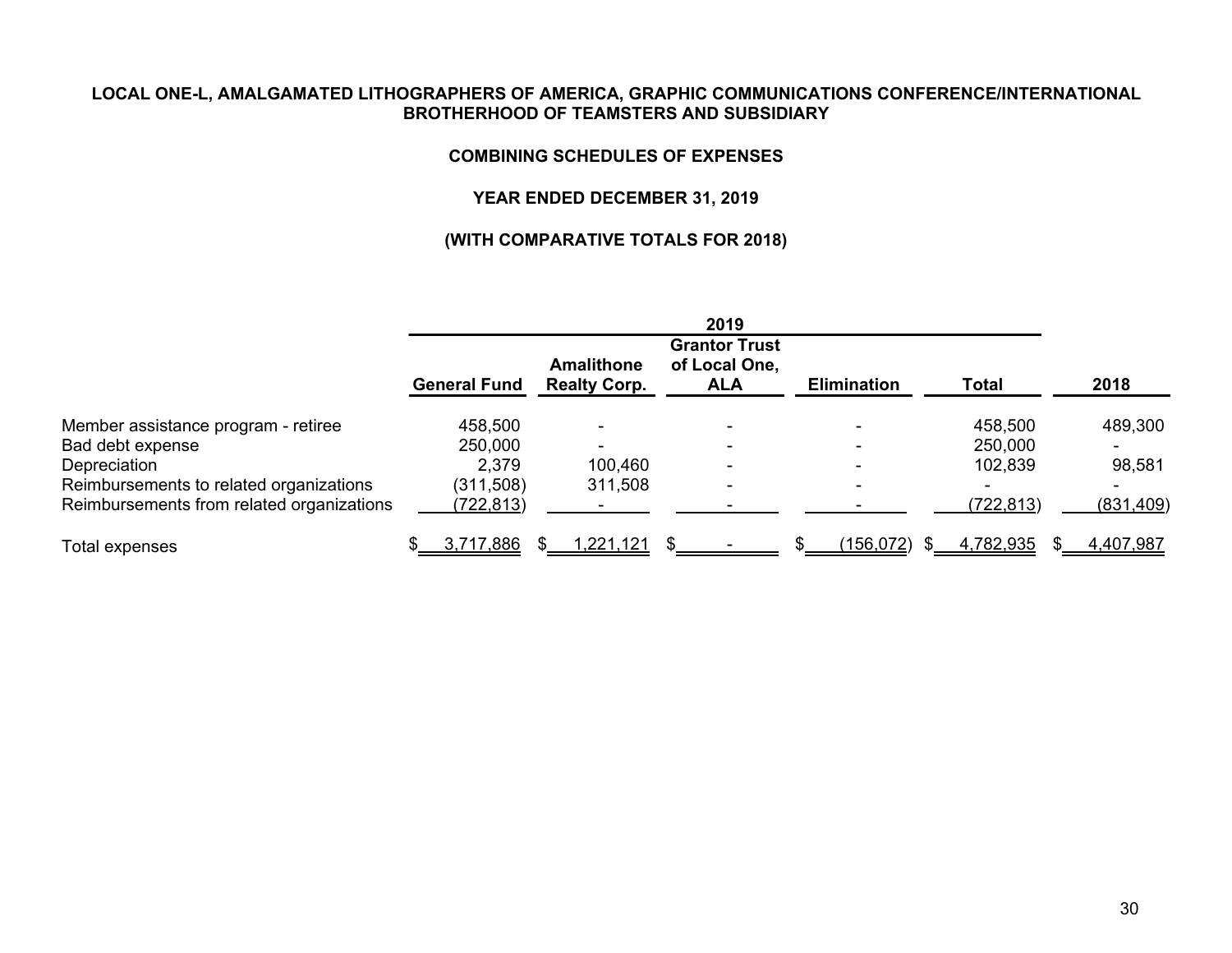**LOCAL ONE-L, AMALGAMATED LITHOGRAPHERS OF AMERICA, GRAPHIC COMMUNICATIONS CONFERENCE/INTERNATIONAL BROTHERHOOD OF TEAMSTERS AND SUBSIDIARY**

**COMBINING SCHEDULES OF EXPENSES**

**YEAR ENDED DECEMBER 31, 2019**

**(WITH COMPARATIVE TOTALS FOR 2018)**

| | 2019 | | | | | |
|---|---|---|---|---|---|---|
| | General Fund | Amalithone Realty Corp. | Grantor Trust of Local One, ALA | Elimination | Total | 2018 |
| Member assistance program - retiree | 458,500 | - | - | - | 458,500 | 489,300 |
| Bad debt expense | 250,000 | - | - | - | 250,000 | - |
| Depreciation | 2,379 | 100,460 | - | - | 102,839 | 98,581 |
| Reimbursements to related organizations | (311,508) | 311,508 | - | - | - | - |
| Reimbursements from related organizations | (722,813) | - | - | - | (722,813) | (831,409) |
| Total expenses | $ 3,717,886 | $ 1,221,121 | $ - | $ (156,072) | $ 4,782,935 | $ 4,407,987 |